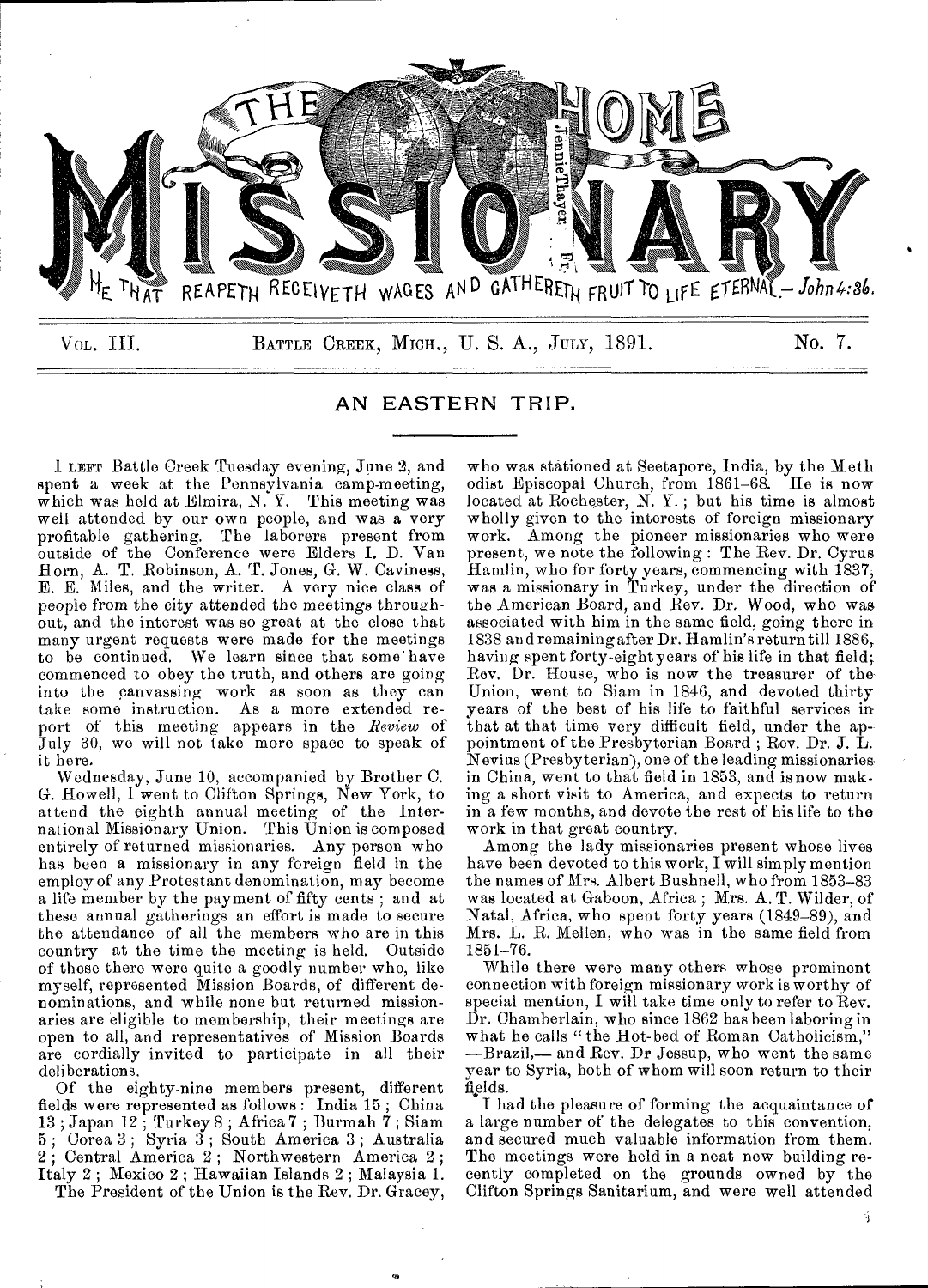# THE HOME MISSIONARY

HE THAT REAPETH RECEIVETH WAGES AND GATHERETH FRUIT TO LIFE ETERNAL.—*John 4:36.*

VOL. III. BATTLE CREEK, MICH., U. S. A., JULY, 1891. No. 7.

## AN EASTERN TRIP.

I LEFT Battle Creek Tuesday evening, June 2, and spent a week at the Pennsylvania camp-meeting, which was held at Elmira, N. Y. This meeting was well attended by our own people, and was a very profitable gathering. The laborers present from outside of the Conference were Elders I. D. Van Horn, A. T. Robinson, A. T. Jones, G. W. Caviness, E. E. Miles, and the writer. A very nice class of people from the city attended the meetings throughout, and the interest was so great at the close that many urgent requests were made for the meetings to be continued. We learn since that some have commenced to obey the truth, and others are going into the canvassing work as soon as they can take some instruction. As a more extended report of this meeting appears in the *Review* of July 30, we will not take more space to speak of it here.

Wednesday, June 10, accompanied by Brother C. G. Howell, I went to Clifton Springs, New York, to attend the eighth annual meeting of the International Missionary Union. This Union is composed entirely of returned missionaries. Any person who has been a missionary in any foreign field in the employ of any Protestant denomination, may become a life member by the payment of fifty cents; and at these annual gatherings an effort is made to secure the attendance of all the members who are in this country at the time the meeting is held. Outside of these there were quite a goodly number who, like myself, represented Mission Boards, of different denominations, and while none but returned missionaries are eligible to membership, their meetings are open to all, and representatives of Mission Boards are cordially invited to participate in all their deliberations.

Of the eighty-nine members present, different fields were represented as follows: India 15; China 13; Japan 12; Turkey 8; Africa 7; Burmah 7; Siam 5; Corea 3; Syria 3; South America 3; Australia 2; Central America 2; Northwestern America 2; Italy 2; Mexico 2; Hawaiian Islands 2; Malaysia 1.

The President of the Union is the Rev. Dr. Gracey, who was stationed at Seetapore, India, by the Methodist Episcopal Church, from 1861–68. He is now located at Rochester, N. Y.; but his time is almost wholly given to the interests of foreign missionary work. Among the pioneer missionaries who were present, we note the following: The Rev. Dr. Cyrus Hamlin, who for forty years, commencing with 1837, was a missionary in Turkey, under the direction of the American Board, and Rev. Dr. Wood, who was associated with him in the same field, going there in 1838 and remaining after Dr. Hamlin's return till 1886, having spent forty-eight years of his life in that field; Rev. Dr. House, who is now the treasurer of the Union, went to Siam in 1846, and devoted thirty years of the best of his life to faithful services in that at that time very difficult field, under the appointment of the Presbyterian Board; Rev. Dr. J. L. Nevius (Presbyterian), one of the leading missionaries in China, went to that field in 1853, and is now making a short visit to America, and expects to return in a few months, and devote the rest of his life to the work in that great country.

Among the lady missionaries present whose lives have been devoted to this work, I will simply mention the names of Mrs. Albert Bushnell, who from 1853–83 was located at Gaboon, Africa; Mrs. A. T. Wilder, of Natal, Africa, who spent forty years (1849–89), and Mrs. L. R. Mellen, who was in the same field from 1851–76.

While there were many others whose prominent connection with foreign missionary work is worthy of special mention, I will take time only to refer to Rev. Dr. Chamberlain, who since 1862 has been laboring in what he calls "the Hot-bed of Roman Catholicism,"—Brazil,— and Rev. Dr Jessup, who went the same year to Syria, both of whom will soon return to their fields.

I had the pleasure of forming the acquaintance of a large number of the delegates to this convention, and secured much valuable information from them. The meetings were held in a neat new building recently completed on the grounds owned by the Clifton Springs Sanitarium, and were well attended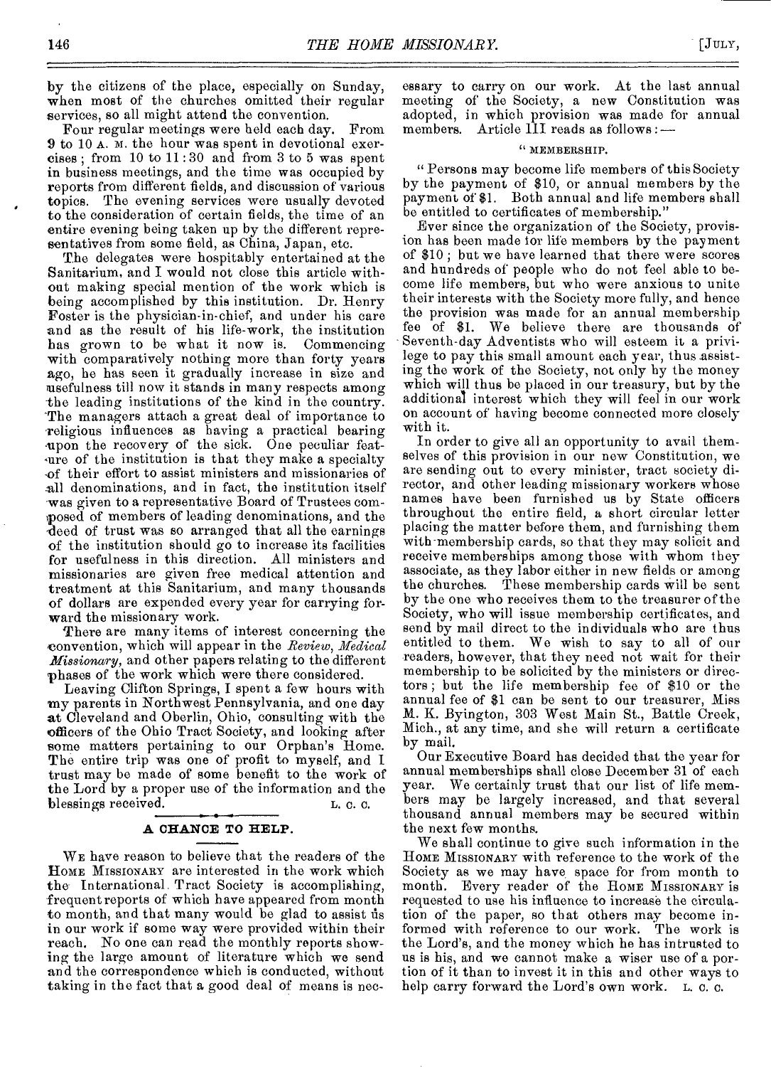by the citizens of the place, especially on Sunday, when most of the churches omitted their regular services, so all might attend the convention.

Four regular meetings were held each day. From 9 to 10 A. M. the hour was spent in devotional exercises; from 10 to 11:30 and from 3 to 5 was spent in business meetings, and the time was occupied by reports from different fields, and discussion of various topics. The evening services were usually devoted to the consideration of certain fields, the time of an entire evening being taken up by the different representatives from some field, as China, Japan, etc.

The delegates were hospitably entertained at the Sanitarium, and I would not close this article without making special mention of the work which is being accomplished by this institution. Dr. Henry Foster is the physician-in-chief, and under his care and as the result of his life-work, the institution has grown to be what it now is. Commencing with comparatively nothing more than forty years ago, he has seen it gradually increase in size and usefulness till now it stands in many respects among the leading institutions of the kind in the country. The managers attach a great deal of importance to religious influences as having a practical bearing upon the recovery of the sick. One peculiar feature of the institution is that they make a specialty of their effort to assist ministers and missionaries of all denominations, and in fact, the institution itself was given to a representative Board of Trustees composed of members of leading denominations, and the deed of trust was so arranged that all the earnings of the institution should go to increase its facilities for usefulness in this direction. All ministers and missionaries are given free medical attention and treatment at this Sanitarium, and many thousands of dollars are expended every year for carrying forward the missionary work.

There are many items of interest concerning the convention, which will appear in the *Review*, *Medical Missionary*, and other papers relating to the different phases of the work which were there considered.

Leaving Clifton Springs, I spent a few hours with my parents in Northwest Pennsylvania, and one day at Cleveland and Oberlin, Ohio, consulting with the officers of the Ohio Tract Society, and looking after some matters pertaining to our Orphan's Home. The entire trip was one of profit to myself, and I trust may be made of some benefit to the work of the Lord by a proper use of the information and the blessings received.

L. C. C.

## A CHANCE TO HELP.

We have reason to believe that the readers of the Home Missionary are interested in the work which the International Tract Society is accomplishing, frequent reports of which have appeared from month to month, and that many would be glad to assist us in our work if some way were provided within their reach. No one can read the monthly reports showing the large amount of literature which we send and the correspondence which is conducted, without taking in the fact that a good deal of means is necessary to carry on our work. At the last annual meeting of the Society, a new Constitution was adopted, in which provision was made for annual members. Article III reads as follows:—

"MEMBERSHIP.

"Persons may become life members of this Society by the payment of $10, or annual members by the payment of $1. Both annual and life members shall be entitled to certificates of membership."

Ever since the organization of the Society, provision has been made for life members by the payment of $10; but we have learned that there were scores and hundreds of people who do not feel able to become life members, but who were anxious to unite their interests with the Society more fully, and hence the provision was made for an annual membership fee of $1. We believe there are thousands of Seventh-day Adventists who will esteem it a privilege to pay this small amount each year, thus assisting the work of the Society, not only by the money which will thus be placed in our treasury, but by the additional interest which they will feel in our work on account of having become connected more closely with it.

In order to give all an opportunity to avail themselves of this provision in our new Constitution, we are sending out to every minister, tract society director, and other leading missionary workers whose names have been furnished us by State officers throughout the entire field, a short circular letter placing the matter before them, and furnishing them with membership cards, so that they may solicit and receive memberships among those with whom they associate, as they labor either in new fields or among the churches. These membership cards will be sent by the one who receives them to the treasurer of the Society, who will issue membership certificates, and send by mail direct to the individuals who are thus entitled to them. We wish to say to all of our readers, however, that they need not wait for their membership to be solicited by the ministers or directors; but the life membership fee of $10 or the annual fee of $1 can be sent to our treasurer, Miss M. K. Byington, 303 West Main St., Battle Creek, Mich., at any time, and she will return a certificate by mail.

Our Executive Board has decided that the year for annual memberships shall close December 31 of each year. We certainly trust that our list of life members may be largely increased, and that several thousand annual members may be secured within the next few months.

We shall continue to give such information in the Home Missionary with reference to the work of the Society as we may have space for from month to month. Every reader of the Home Missionary is requested to use his influence to increase the circulation of the paper, so that others may become informed with reference to our work. The work is the Lord's, and the money which he has intrusted to us is his, and we cannot make a wiser use of a portion of it than to invest it in this and other ways to help carry forward the Lord's own work.

L. C. C.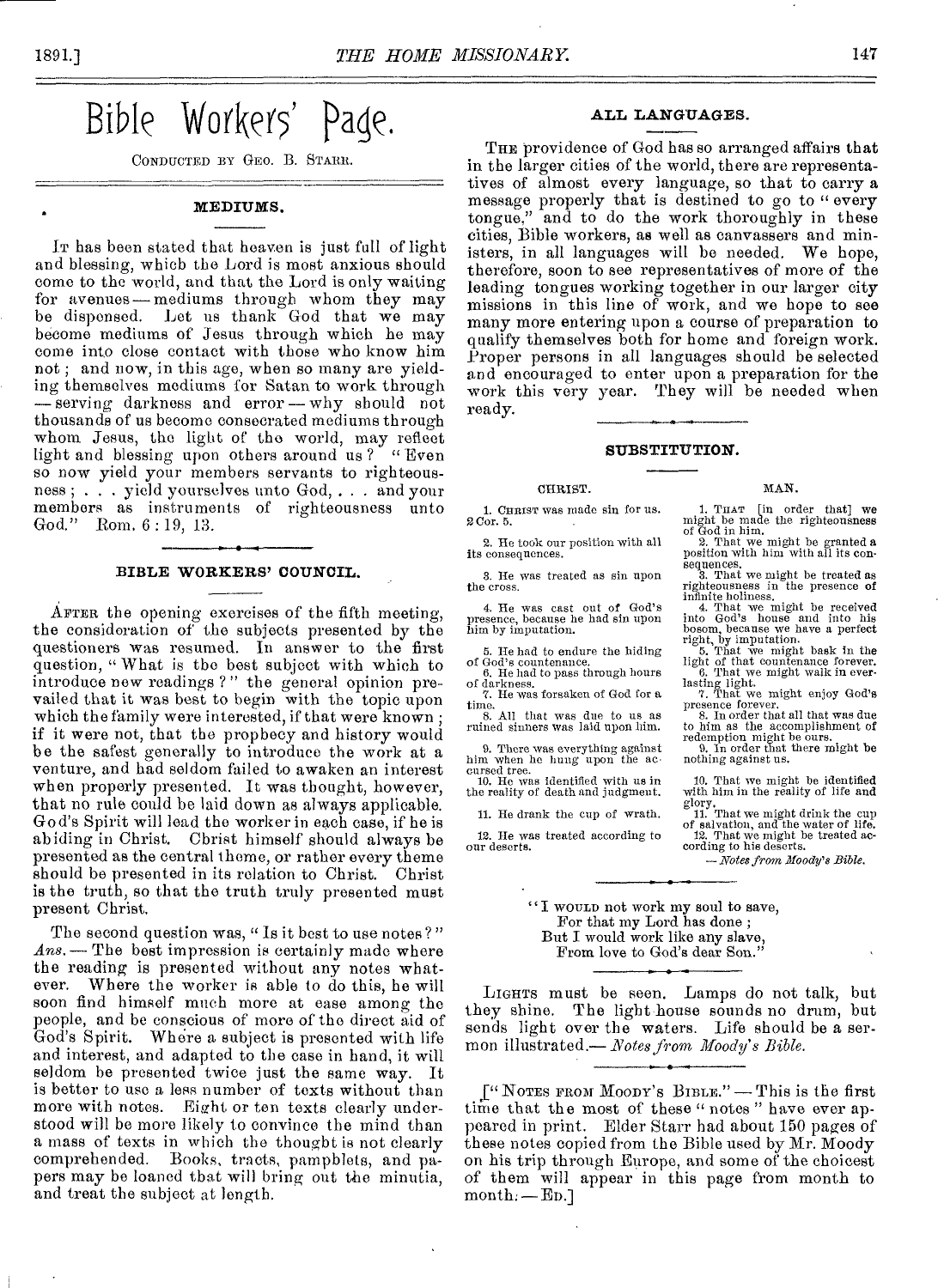# Bible Workers' Page.

CONDUCTED BY GEO. B. STARR.

## MEDIUMS.

It has been stated that heaven is just full of light and blessing, which the Lord is most anxious should come to the world, and that the Lord is only waiting for avenues — mediums through whom they may be dispensed. Let us thank God that we may become mediums of Jesus through which he may come into close contact with those who know him not; and now, in this age, when so many are yielding themselves mediums for Satan to work through — serving darkness and error — why should not thousands of us become consecrated mediums through whom Jesus, the light of the world, may reflect light and blessing upon others around us? "Even so now yield your members servants to righteousness; . . . yield yourselves unto God, . . . and your members as instruments of righteousness unto God." Rom. 6 : 19, 13.

## BIBLE WORKERS' COUNCIL.

After the opening exercises of the fifth meeting, the consideration of the subjects presented by the questioners was resumed. In answer to the first question, "What is the best subject with which to introduce new readings?" the general opinion prevailed that it was best to begin with the topic upon which the family were interested, if that were known; if it were not, that the prophecy and history would be the safest generally to introduce the work at a venture, and had seldom failed to awaken an interest when properly presented. It was thought, however, that no rule could be laid down as always applicable. God's Spirit will lead the worker in each case, if he is abiding in Christ. Christ himself should always be presented as the central theme, or rather every theme should be presented in its relation to Christ. Christ is the truth, so that the truth truly presented must present Christ.

The second question was, "Is it best to use notes?" *Ans.* — The best impression is certainly made where the reading is presented without any notes whatever. Where the worker is able to do this, he will soon find himself much more at ease among the people, and be conscious of more of the direct aid of God's Spirit. Where a subject is presented with life and interest, and adapted to the case in hand, it will seldom be presented twice just the same way. It is better to use a less number of texts without than more with notes. Eight or ten texts clearly understood will be more likely to convince the mind than a mass of texts in which the thought is not clearly comprehended. Books, tracts, pamphlets, and papers may be loaned that will bring out the minutia, and treat the subject at length.

## ALL LANGUAGES.

The providence of God has so arranged affairs that in the larger cities of the world, there are representatives of almost every language, so that to carry a message properly that is destined to go to "every tongue," and to do the work thoroughly in these cities, Bible workers, as well as canvassers and ministers, in all languages will be needed. We hope, therefore, soon to see representatives of more of the leading tongues working together in our larger city missions in this line of work, and we hope to see many more entering upon a course of preparation to qualify themselves both for home and foreign work. Proper persons in all languages should be selected and encouraged to enter upon a preparation for the work this very year. They will be needed when ready.

## SUBSTITUTION.

| CHRIST. | MAN. |
|---|---|
| 1. Christ was made sin for us. 2 Cor. 5. | 1. That [in order that] we might be made the righteousness of God in him. |
| 2. He took our position with all its consequences. | 2. That we might be granted a position with him with all its consequences. |
| 3. He was treated as sin upon the cross. | 3. That we might be treated as righteousness in the presence of infinite holiness. |
| 4. He was cast out of God's presence, because he had sin upon him by imputation. | 4. That we might be received into God's house and into his bosom, because we have a perfect right, by imputation. |
| 5. He had to endure the hiding of God's countenance. | 5. That we might bask in the light of that countenance forever. |
| 6. He had to pass through hours of darkness. | 6. That we might walk in everlasting light. |
| 7. He was forsaken of God for a time. | 7. That we might enjoy God's presence forever. |
| 8. All that was due to us as ruined sinners was laid upon him. | 8. In order that all that was due to him as the accomplishment of redemption might be ours. |
| 9. There was everything against him when he hung upon the accursed tree. | 9. In order that there might be nothing against us. |
| 10. He was identified with us in the reality of death and judgment. | 10. That we might be identified with him in the reality of life and glory. |
| 11. He drank the cup of wrath. | 11. That we might drink the cup of salvation, and the water of life. |
| 12. He was treated according to our deserts. | 12. That we might be treated according to his deserts. |

— *Notes from Moody's Bible.*

"I would not work my soul to save,
For that my Lord has done;
But I would work like any slave,
From love to God's dear Son."

Lights must be seen. Lamps do not talk, but they shine. The light-house sounds no drum, but sends light over the waters. Life should be a sermon illustrated.— *Notes from Moody's Bible.*

["Notes from Moody's Bible." — This is the first time that the most of these "notes" have ever appeared in print. Elder Starr had about 150 pages of these notes copied from the Bible used by Mr. Moody on his trip through Europe, and some of the choicest of them will appear in this page from month to month. — Ed.]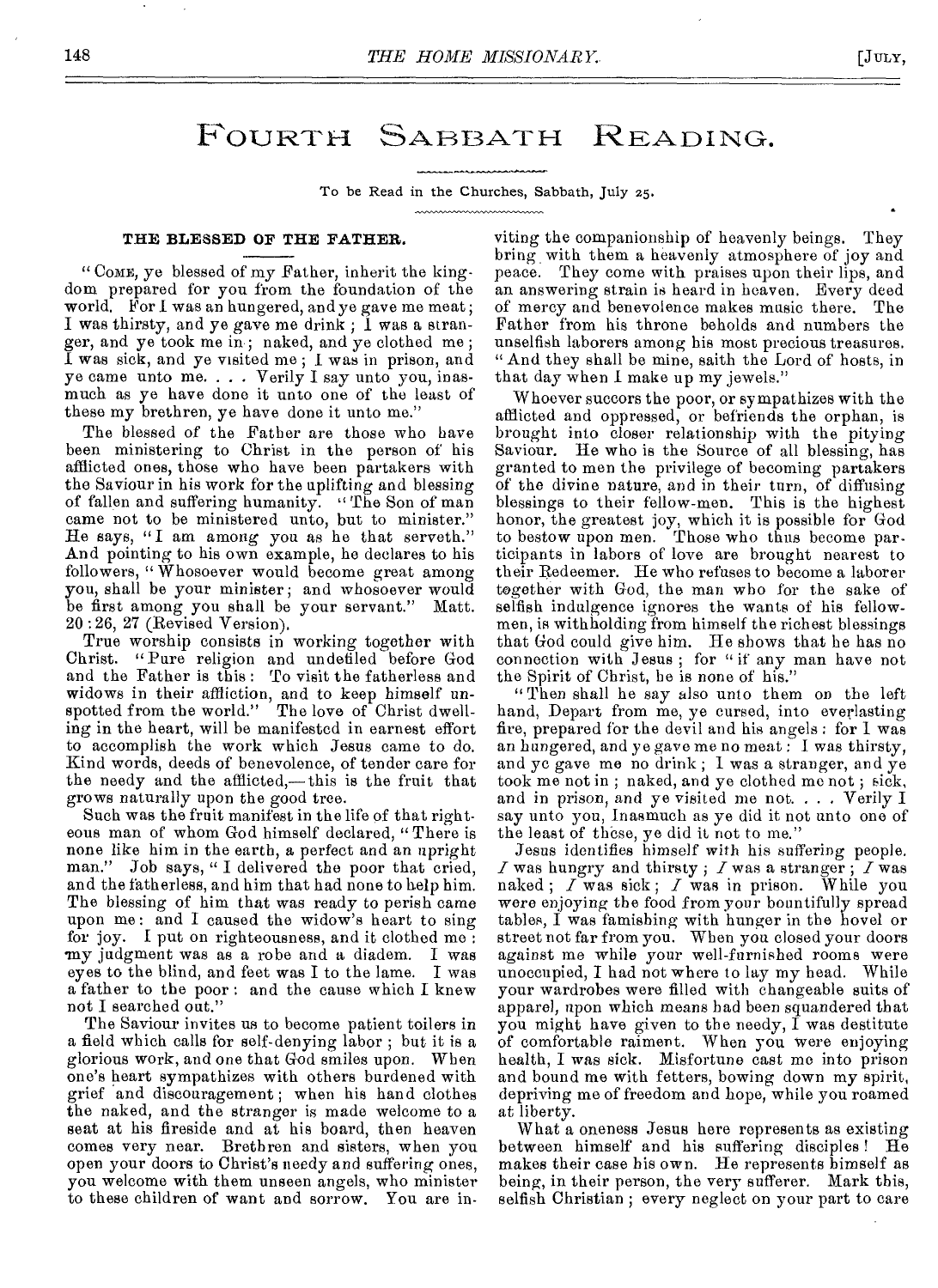# Fourth Sabbath Reading.

To be Read in the Churches, Sabbath, July 25.

### THE BLESSED OF THE FATHER.

"COME, ye blessed of my Father, inherit the kingdom prepared for you from the foundation of the world. For I was an hungered, and ye gave me meat; I was thirsty, and ye gave me drink; I was a stranger, and ye took me in; naked, and ye clothed me; I was sick, and ye visited me; I was in prison, and ye came unto me. . . . Verily I say unto you, inasmuch as ye have done it unto one of the least of these my brethren, ye have done it unto me."

The blessed of the Father are those who have been ministering to Christ in the person of his afflicted ones, those who have been partakers with the Saviour in his work for the uplifting and blessing of fallen and suffering humanity. "The Son of man came not to be ministered unto, but to minister." He says, "I am among you as he that serveth." And pointing to his own example, he declares to his followers, "Whosoever would become great among you, shall be your minister; and whosoever would be first among you shall be your servant." Matt. 20:26, 27 (Revised Version).

True worship consists in working together with Christ. "Pure religion and undefiled before God and the Father is this: To visit the fatherless and widows in their affliction, and to keep himself unspotted from the world." The love of Christ dwelling in the heart, will be manifested in earnest effort to accomplish the work which Jesus came to do. Kind words, deeds of benevolence, of tender care for the needy and the afflicted,—this is the fruit that grows naturally upon the good tree.

Such was the fruit manifest in the life of that righteous man of whom God himself declared, "There is none like him in the earth, a perfect and an upright man." Job says, "I delivered the poor that cried, and the fatherless, and him that had none to help him. The blessing of him that was ready to perish came upon me: and I caused the widow's heart to sing for joy. I put on righteousness, and it clothed me: my judgment was as a robe and a diadem. I was eyes to the blind, and feet was I to the lame. I was a father to the poor: and the cause which I knew not I searched out."

The Saviour invites us to become patient toilers in a field which calls for self-denying labor; but it is a glorious work, and one that God smiles upon. When one's heart sympathizes with others burdened with grief and discouragement; when his hand clothes the naked, and the stranger is made welcome to a seat at his fireside and at his board, then heaven comes very near. Brethren and sisters, when you open your doors to Christ's needy and suffering ones, you welcome with them unseen angels, who minister to these children of want and sorrow. You are inviting the companionship of heavenly beings. They bring with them a heavenly atmosphere of joy and peace. They come with praises upon their lips, and an answering strain is heard in heaven. Every deed of mercy and benevolence makes music there. The Father from his throne beholds and numbers the unselfish laborers among his most precious treasures. "And they shall be mine, saith the Lord of hosts, in that day when I make up my jewels."

Whoever succors the poor, or sympathizes with the afflicted and oppressed, or befriends the orphan, is brought into closer relationship with the pitying Saviour. He who is the Source of all blessing, has granted to men the privilege of becoming partakers of the divine nature, and in their turn, of diffusing blessings to their fellow-men. This is the highest honor, the greatest joy, which it is possible for God to bestow upon men. Those who thus become participants in labors of love are brought nearest to their Redeemer. He who refuses to become a laborer together with God, the man who for the sake of selfish indulgence ignores the wants of his fellow-men, is withholding from himself the richest blessings that God could give him. He shows that he has no connection with Jesus; for "if any man have not the Spirit of Christ, he is none of his."

"Then shall he say also unto them on the left hand, Depart from me, ye cursed, into everlasting fire, prepared for the devil and his angels: for I was an hungered, and ye gave me no meat: I was thirsty, and ye gave me no drink; I was a stranger, and ye took me not in; naked, and ye clothed me not; sick, and in prison, and ye visited me not. . . . Verily I say unto you, Inasmuch as ye did it not unto one of the least of these, ye did it not to me."

Jesus identifies himself with his suffering people. *I* was hungry and thirsty; *I* was a stranger; *I* was naked; *I* was sick; *I* was in prison. While you were enjoying the food from your bountifully spread tables, I was famishing with hunger in the hovel or street not far from you. When you closed your doors against me while your well-furnished rooms were unoccupied, I had not where to lay my head. While your wardrobes were filled with changeable suits of apparel, upon which means had been squandered that you might have given to the needy, I was destitute of comfortable raiment. When you were enjoying health, I was sick. Misfortune cast me into prison and bound me with fetters, bowing down my spirit, depriving me of freedom and hope, while you roamed at liberty.

What a oneness Jesus here represents as existing between himself and his suffering disciples! He makes their case his own. He represents himself as being, in their person, the very sufferer. Mark this, selfish Christian; every neglect on your part to care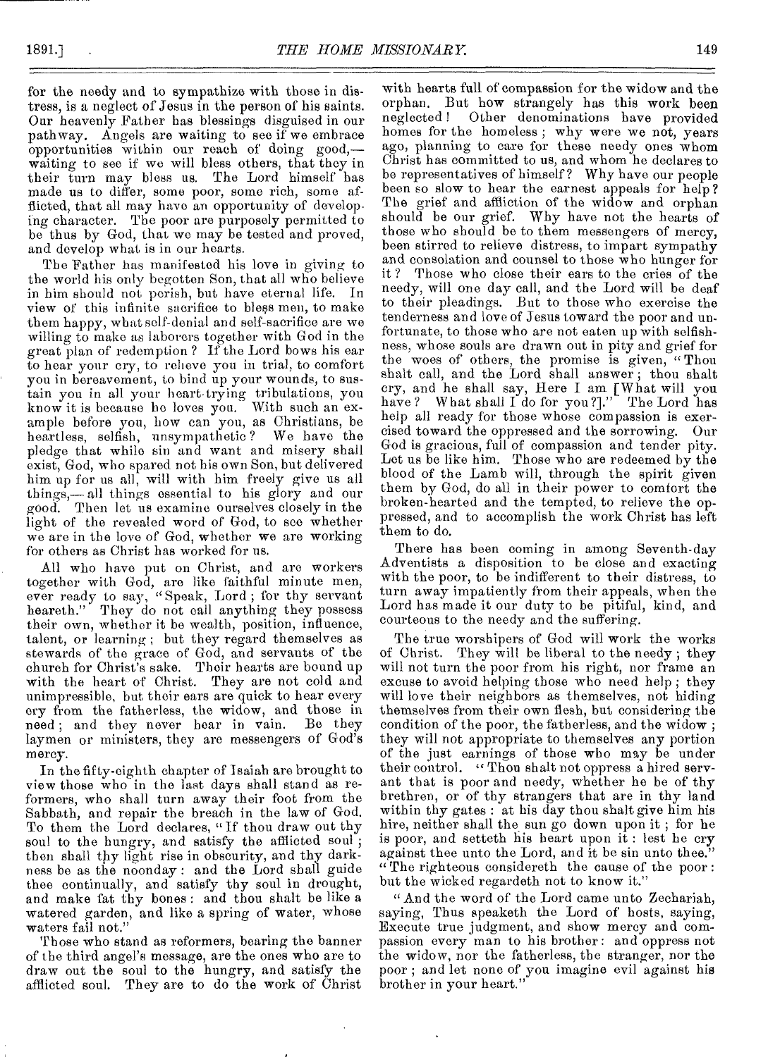for the needy and to sympathize with those in distress, is a neglect of Jesus in the person of his saints. Our heavenly Father has blessings disguised in our pathway. Angels are waiting to see if we embrace opportunities within our reach of doing good,— waiting to see if we will bless others, that they in their turn may bless us. The Lord himself has made us to differ, some poor, some rich, some afflicted, that all may have an opportunity of developing character. The poor are purposely permitted to be thus by God, that we may be tested and proved, and develop what is in our hearts.

The Father has manifested his love in giving to the world his only begotten Son, that all who believe in him should not perish, but have eternal life. In view of this infinite sacrifice to bless men, to make them happy, what self-denial and self-sacrifice are we willing to make as laborers together with God in the great plan of redemption? If the Lord bows his ear to hear your cry, to relieve you in trial, to comfort you in bereavement, to bind up your wounds, to sustain you in all your heart-trying tribulations, you know it is because he loves you. With such an example before you, how can you, as Christians, be heartless, selfish, unsympathetic? We have the pledge that while sin and want and misery shall exist, God, who spared not his own Son, but delivered him up for us all, will with him freely give us all things,— all things essential to his glory and our good. Then let us examine ourselves closely in the light of the revealed word of God, to see whether we are in the love of God, whether we are working for others as Christ has worked for us.

All who have put on Christ, and are workers together with God, are like faithful minute men, ever ready to say, "Speak, Lord; for thy servant heareth." They do not call anything they possess their own, whether it be wealth, position, influence, talent, or learning; but they regard themselves as stewards of the grace of God, and servants of the church for Christ's sake. Their hearts are bound up with the heart of Christ. They are not cold and unimpressible, but their ears are quick to hear every cry from the fatherless, the widow, and those in need; and they never hear in vain. Be they laymen or ministers, they are messengers of God's mercy.

In the fifty-eighth chapter of Isaiah are brought to view those who in the last days shall stand as reformers, who shall turn away their foot from the Sabbath, and repair the breach in the law of God. To them the Lord declares, "If thou draw out thy soul to the hungry, and satisfy the afflicted soul; then shall thy light rise in obscurity, and thy darkness be as the noonday: and the Lord shall guide thee continually, and satisfy thy soul in drought, and make fat thy bones: and thou shalt be like a watered garden, and like a spring of water, whose waters fail not."

Those who stand as reformers, bearing the banner of the third angel's message, are the ones who are to draw out the soul to the hungry, and satisfy the afflicted soul. They are to do the work of Christ with hearts full of compassion for the widow and the orphan. But how strangely has this work been neglected! Other denominations have provided homes for the homeless; why were we not, years ago, planning to care for these needy ones whom Christ has committed to us, and whom he declares to be representatives of himself? Why have our people been so slow to hear the earnest appeals for help? The grief and affliction of the widow and orphan should be our grief. Why have not the hearts of those who should be to them messengers of mercy, been stirred to relieve distress, to impart sympathy and consolation and counsel to those who hunger for it? Those who close their ears to the cries of the needy, will one day call, and the Lord will be deaf to their pleadings. But to those who exercise the tenderness and love of Jesus toward the poor and unfortunate, to those who are not eaten up with selfishness, whose souls are drawn out in pity and grief for the woes of others, the promise is given, "Thou shalt call, and the Lord shall answer; thou shalt cry, and he shall say, Here I am [What will you have? What shall I do for you?]." The Lord has help all ready for those whose compassion is exercised toward the oppressed and the sorrowing. Our God is gracious, full of compassion and tender pity. Let us be like him. Those who are redeemed by the blood of the Lamb will, through the spirit given them by God, do all in their power to comfort the broken-hearted and the tempted, to relieve the oppressed, and to accomplish the work Christ has left them to do.

There has been coming in among Seventh-day Adventists a disposition to be close and exacting with the poor, to be indifferent to their distress, to turn away impatiently from their appeals, when the Lord has made it our duty to be pitiful, kind, and courteous to the needy and the suffering.

The true worshipers of God will work the works of Christ. They will be liberal to the needy; they will not turn the poor from his right, nor frame an excuse to avoid helping those who need help; they will love their neighbors as themselves, not hiding themselves from their own flesh, but considering the condition of the poor, the fatherless, and the widow; they will not appropriate to themselves any portion of the just earnings of those who may be under their control. "Thou shalt not oppress a hired servant that is poor and needy, whether he be of thy brethren, or of thy strangers that are in thy land within thy gates: at his day thou shalt give him his hire, neither shall the sun go down upon it; for he is poor, and setteth his heart upon it: lest he cry against thee unto the Lord, and it be sin unto thee." "The righteous considereth the cause of the poor: but the wicked regardeth not to know it."

"And the word of the Lord came unto Zechariah, saying, Thus speaketh the Lord of hosts, saying, Execute true judgment, and show mercy and compassion every man to his brother: and oppress not the widow, nor the fatherless, the stranger, nor the poor; and let none of you imagine evil against his brother in your heart."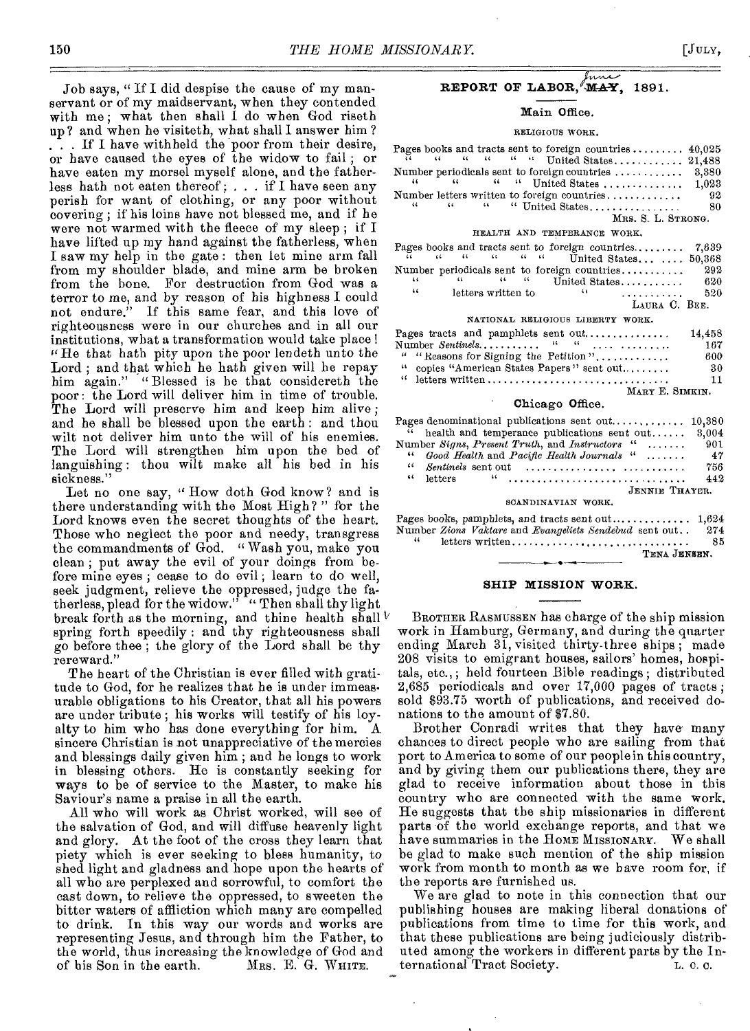Job says, "If I did despise the cause of my manservant or of my maidservant, when they contended with me; what then shall I do when God riseth up? and when he visiteth, what shall I answer him? . . . If I have withheld the poor from their desire, or have caused the eyes of the widow to fail; or have eaten my morsel myself alone, and the fatherless hath not eaten thereof; . . . if I have seen any perish for want of clothing, or any poor without covering; if his loins have not blessed me, and if he were not warmed with the fleece of my sleep; if I have lifted up my hand against the fatherless, when I saw my help in the gate: then let mine arm fall from my shoulder blade, and mine arm be broken from the bone. For destruction from God was a terror to me, and by reason of his highness I could not endure." If this same fear, and this love of righteousness were in our churches and in all our institutions, what a transformation would take place! "He that hath pity upon the poor lendeth unto the Lord; and that which he hath given will he repay him again." "Blessed is he that considereth the poor: the Lord will deliver him in time of trouble. The Lord will preserve him and keep him alive; and he shall be blessed upon the earth: and thou wilt not deliver him unto the will of his enemies. The Lord will strengthen him upon the bed of languishing: thou wilt make all his bed in his sickness."

Let no one say, "How doth God know? and is there understanding with the Most High?" for the Lord knows even the secret thoughts of the heart. Those who neglect the poor and needy, transgress the commandments of God. "Wash you, make you clean; put away the evil of your doings from before mine eyes; cease to do evil; learn to do well, seek judgment, relieve the oppressed, judge the fatherless, plead for the widow." "Then shall thy light break forth as the morning, and thine health shall spring forth speedily: and thy righteousness shall go before thee; the glory of the Lord shall be thy rereward."

The heart of the Christian is ever filled with gratitude to God, for he realizes that he is under immeasurable obligations to his Creator, that all his powers are under tribute; his works will testify of his loyalty to him who has done everything for him. A sincere Christian is not unappreciative of the mercies and blessings daily given him; and he longs to work in blessing others. He is constantly seeking for ways to be of service to the Master, to make his Saviour's name a praise in all the earth.

All who will work as Christ worked, will see of the salvation of God, and will diffuse heavenly light and glory. At the foot of the cross they learn that piety which is ever seeking to bless humanity, to shed light and gladness and hope upon the hearts of all who are perplexed and sorrowful, to comfort the cast down, to relieve the oppressed, to sweeten the bitter waters of affliction which many are compelled to drink. In this way our words and works are representing Jesus, and through him the Father, to the world, thus increasing the knowledge of God and of his Son in the earth.

MRS. E. G. WHITE.

## REPORT OF LABOR, ~~MAY~~ June, 1891.

### Main Office.

#### RELIGIOUS WORK.

| | |
|---|---|
| Pages books and tracts sent to foreign countries | 40,025 |
| " " " " " " United States | 21,488 |
| Number periodicals sent to foreign countries | 3,380 |
| " " " " United States | 1,023 |
| Number letters written to foreign countries | 92 |
| " " " " United States | 80 |

MRS. S. L. STRONG.

#### HEALTH AND TEMPERANCE WORK.

| | |
|---|---|
| Pages books and tracts sent to foreign countries | 7,639 |
| " " " " " " United States | 50,368 |
| Number periodicals sent to foreign countries | 292 |
| " " " " United States | 620 |
| " letters written to " | 520 |

LAURA C. BEE.

#### NATIONAL RELIGIOUS LIBERTY WORK.

| | |
|---|---|
| Pages tracts and pamphlets sent out | 14,458 |
| Number *Sentinels* " " | 167 |
| " "Reasons for Signing the Petition" | 600 |
| " copies "American States Papers" sent out | 30 |
| " letters written | 11 |

MARY E. SIMKIN.

### Chicago Office.

| | |
|---|---|
| Pages denominational publications sent out | 10,380 |
| " health and temperance publications sent out | 3,004 |
| Number *Signs*, *Present Truth*, and *Instructors* " | 901 |
| " *Good Health* and *Pacific Health Journals* " | 47 |
| " *Sentinels* sent out | 756 |
| " letters " | 442 |

JENNIE THAYER.

#### SCANDINAVIAN WORK.

| | |
|---|---|
| Pages books, pamphlets, and tracts sent out | 1,624 |
| Number *Zions Vaktare* and *Evangeliets Sendebud* sent out | 274 |
| " letters written | 85 |

TENA JENSEN.

## SHIP MISSION WORK.

BROTHER RASMUSSEN has charge of the ship mission work in Hamburg, Germany, and during the quarter ending March 31, visited thirty-three ships; made 208 visits to emigrant houses, sailors' homes, hospitals, etc.,; held fourteen Bible readings; distributed 2,685 periodicals and over 17,000 pages of tracts; sold $93.75 worth of publications, and received donations to the amount of $7.80.

Brother Conradi writes that they have many chances to direct people who are sailing from that port to America to some of our people in this country, and by giving them our publications there, they are glad to receive information about those in this country who are connected with the same work. He suggests that the ship missionaries in different parts of the world exchange reports, and that we have summaries in the HOME MISSIONARY. We shall be glad to make such mention of the ship mission work from month to month as we have room for, if the reports are furnished us.

We are glad to note in this connection that our publishing houses are making liberal donations of publications from time to time for this work, and that these publications are being judiciously distributed among the workers in different parts by the International Tract Society.

L. C. C.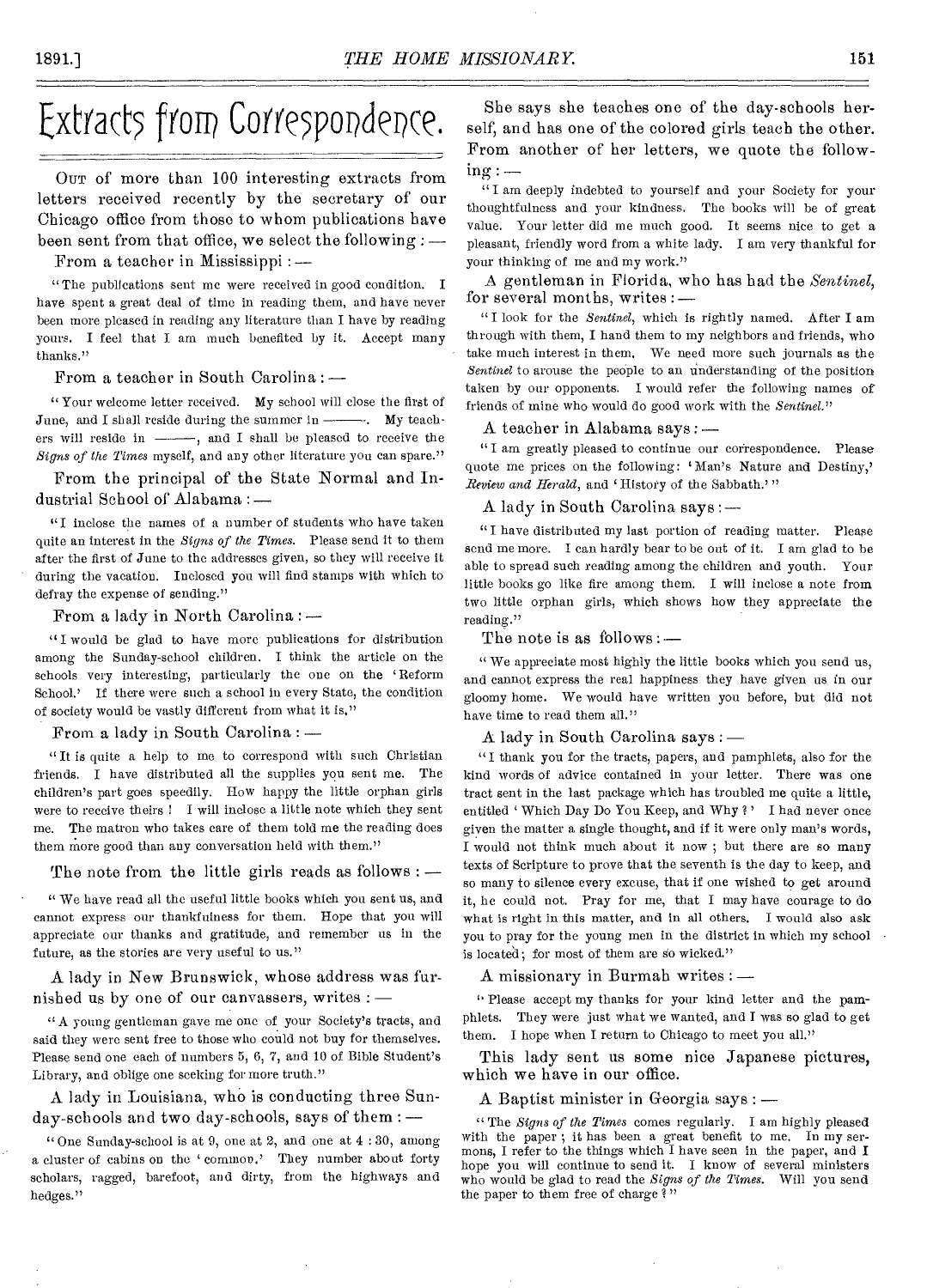# Extracts from Correspondence.

OUT of more than 100 interesting extracts from letters received recently by the secretary of our Chicago office from those to whom publications have been sent from that office, we select the following : —

From a teacher in Mississippi : —

"The publications sent me were received in good condition. I have spent a great deal of time in reading them, and have never been more pleased in reading any literature than I have by reading yours. I feel that I am much benefited by it. Accept many thanks."

From a teacher in South Carolina : —

"Your welcome letter received. My school will close the first of June, and I shall reside during the summer in ———. My teachers will reside in ———, and I shall be pleased to receive the *Signs of the Times* myself, and any other literature you can spare."

From the principal of the State Normal and Industrial School of Alabama : —

"I inclose the names of a number of students who have taken quite an interest in the *Signs of the Times*. Please send it to them after the first of June to the addresses given, so they will receive it during the vacation. Inclosed you will find stamps with which to defray the expense of sending."

From a lady in North Carolina : —

"I would be glad to have more publications for distribution among the Sunday-school children. I think the article on the schools very interesting, particularly the one on the 'Reform School.' If there were such a school in every State, the condition of society would be vastly different from what it is."

From a lady in South Carolina : —

"It is quite a help to me to correspond with such Christian friends. I have distributed all the supplies you sent me. The children's part goes speedily. How happy the little orphan girls were to receive theirs ! I will inclose a little note which they sent me. The matron who takes care of them told me the reading does them more good than any conversation held with them."

The note from the little girls reads as follows : —

"We have read all the useful little books which you sent us, and cannot express our thankfulness for them. Hope that you will appreciate our thanks and gratitude, and remember us in the future, as the stories are very useful to us."

A lady in New Brunswick, whose address was furnished us by one of our canvassers, writes : —

"A young gentleman gave me one of your Society's tracts, and said they were sent free to those who could not buy for themselves. Please send one each of numbers 5, 6, 7, and 10 of Bible Student's Library, and oblige one seeking for more truth."

A lady in Louisiana, who is conducting three Sunday-schools and two day-schools, says of them : —

"One Sunday-school is at 9, one at 2, and one at 4 : 30, among a cluster of cabins on the 'common.' They number about forty scholars, ragged, barefoot, and dirty, from the highways and hedges."

She says she teaches one of the day-schools herself, and has one of the colored girls teach the other. From another of her letters, we quote the following : —

"I am deeply indebted to yourself and your Society for your thoughtfulness and your kindness. The books will be of great value. Your letter did me much good. It seems nice to get a pleasant, friendly word from a white lady. I am very thankful for your thinking of me and my work."

A gentleman in Florida, who has had the *Sentinel*, for several months, writes : —

"I look for the *Sentinel*, which is rightly named. After I am through with them, I hand them to my neighbors and friends, who take much interest in them. We need more such journals as the *Sentinel* to arouse the people to an understanding of the position taken by our opponents. I would refer the following names of friends of mine who would do good work with the *Sentinel*."

A teacher in Alabama says : —

"I am greatly pleased to continue our correspondence. Please quote me prices on the following: 'Man's Nature and Destiny,' *Review and Herald*, and 'History of the Sabbath.'"

A lady in South Carolina says : —

"I have distributed my last portion of reading matter. Please send me more. I can hardly bear to be out of it. I am glad to be able to spread such reading among the children and youth. Your little books go like fire among them. I will inclose a note from two little orphan girls, which shows how they appreciate the reading."

The note is as follows : —

"We appreciate most highly the little books which you send us, and cannot express the real happiness they have given us in our gloomy home. We would have written you before, but did not have time to read them all."

A lady in South Carolina says : —

"I thank you for the tracts, papers, and pamphlets, also for the kind words of advice contained in your letter. There was one tract sent in the last package which has troubled me quite a little, entitled 'Which Day Do You Keep, and Why ?' I had never once given the matter a single thought, and if it were only man's words, I would not think much about it now ; but there are so many texts of Scripture to prove that the seventh is the day to keep, and so many to silence every excuse, that if one wished to get around it, he could not. Pray for me, that I may have courage to do what is right in this matter, and in all others. I would also ask you to pray for the young men in the district in which my school is located ; for most of them are so wicked."

A missionary in Burmah writes : —

"Please accept my thanks for your kind letter and the pamphlets. They were just what we wanted, and I was so glad to get them. I hope when I return to Chicago to meet you all."

This lady sent us some nice Japanese pictures, which we have in our office.

A Baptist minister in Georgia says : —

"The *Signs of the Times* comes regularly. I am highly pleased with the paper ; it has been a great benefit to me. In my sermons, I refer to the things which I have seen in the paper, and I hope you will continue to send it. I know of several ministers who would be glad to read the *Signs of the Times*. Will you send the paper to them free of charge ?"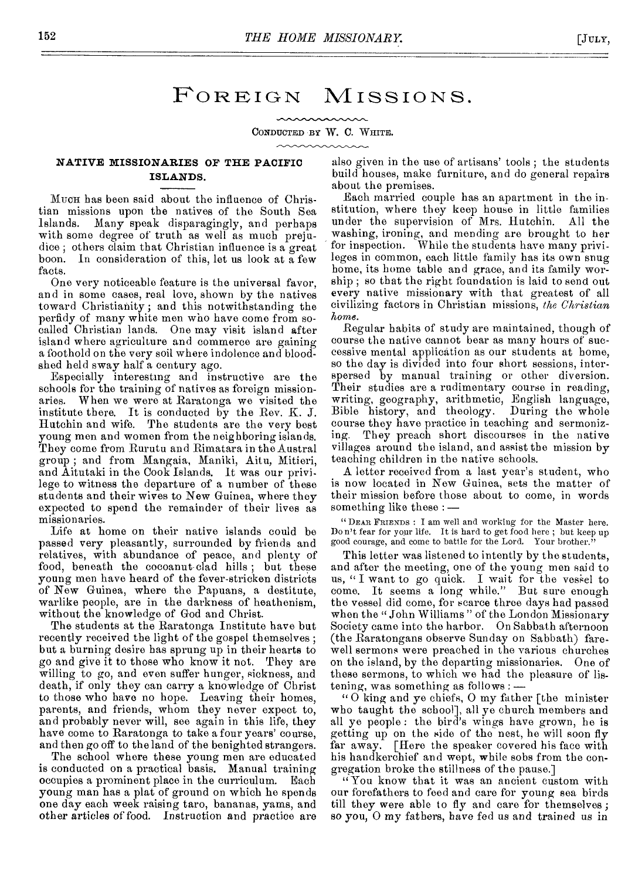# Foreign Missions.

Conducted by W. C. White.

## NATIVE MISSIONARIES OF THE PACIFIC ISLANDS.

Much has been said about the influence of Christian missions upon the natives of the South Sea Islands. Many speak disparagingly, and perhaps with some degree of truth as well as much prejudice; others claim that Christian influence is a great boon. In consideration of this, let us look at a few facts.

One very noticeable feature is the universal favor, and in some cases, real love, shown by the natives toward Christianity; and this notwithstanding the perfidy of many white men who have come from so-called Christian lands. One may visit island after island where agriculture and commerce are gaining a foothold on the very soil where indolence and bloodshed held sway half a century ago.

Especially interesting and instructive are the schools for the training of natives as foreign missionaries. When we were at Raratonga we visited the institute there. It is conducted by the Rev. K. J. Hutchin and wife. The students are the very best young men and women from the neighboring islands. They come from Rurutu and Rimatara in the Austral group; and from Mangaia, Maniki, Aitu, Mitieri, and Aitutaki in the Cook Islands. It was our privilege to witness the departure of a number of these students and their wives to New Guinea, where they expected to spend the remainder of their lives as missionaries.

Life at home on their native islands could be passed very pleasantly, surrounded by friends and relatives, with abundance of peace, and plenty of food, beneath the cocoanut-clad hills; but these young men have heard of the fever-stricken districts of New Guinea, where the Papuans, a destitute, warlike people, are in the darkness of heathenism, without the knowledge of God and Christ.

The students at the Raratonga Institute have but recently received the light of the gospel themselves; but a burning desire has sprung up in their hearts to go and give it to those who know it not. They are willing to go, and even suffer hunger, sickness, and death, if only they can carry a knowledge of Christ to those who have no hope. Leaving their homes, parents, and friends, whom they never expect to, and probably never will, see again in this life, they have come to Raratonga to take a four years' course, and then go off to the land of the benighted strangers.

The school where these young men are educated is conducted on a practical basis. Manual training occupies a prominent place in the curriculum. Each young man has a plat of ground on which he spends one day each week raising taro, bananas, yams, and other articles of food. Instruction and practice are also given in the use of artisans' tools; the students build houses, make furniture, and do general repairs about the premises.

Each married couple has an apartment in the institution, where they keep house in little families under the supervision of Mrs. Hutchin. All the washing, ironing, and mending are brought to her for inspection. While the students have many privileges in common, each little family has its own snug home, its home table and grace, and its family worship; so that the right foundation is laid to send out every native missionary with that greatest of all civilizing factors in Christian missions, *the Christian home.*

Regular habits of study are maintained, though of course the native cannot bear as many hours of successive mental application as our students at home, so the day is divided into four short sessions, interspersed by manual training or other diversion. Their studies are a rudimentary course in reading, writing, geography, arithmetic, English language, Bible history, and theology. During the whole course they have practice in teaching and sermonizing. They preach short discourses in the native villages around the island, and assist the mission by teaching children in the native schools.

A letter received from a last year's student, who is now located in New Guinea, sets the matter of their mission before those about to come, in words something like these: —

"Dear Friends: I am well and working for the Master here. Don't fear for your life. It is hard to get food here; but keep up good courage, and come to battle for the Lord. Your brother."

This letter was listened to intently by the students, and after the meeting, one of the young men said to us, "I want to go quick. I wait for the vessel to come. It seems a long while." But sure enough the vessel did come, for scarce three days had passed when the "John Williams" of the London Missionary Society came into the harbor. On Sabbath afternoon (the Raratongans observe Sunday on Sabbath) farewell sermons were preached in the various churches on the island, by the departing missionaries. One of these sermons, to which we had the pleasure of listening, was something as follows: —

"O king and ye chiefs, O my father [the minister who taught the school], all ye church members and all ye people: the bird's wings have grown, he is getting up on the side of the nest, he will soon fly far away. [Here the speaker covered his face with his handkerchief and wept, while sobs from the congregation broke the stillness of the pause.]

"You know that it was an ancient custom with our forefathers to feed and care for young sea birds till they were able to fly and care for themselves; so you, O my fathers, have fed us and trained us in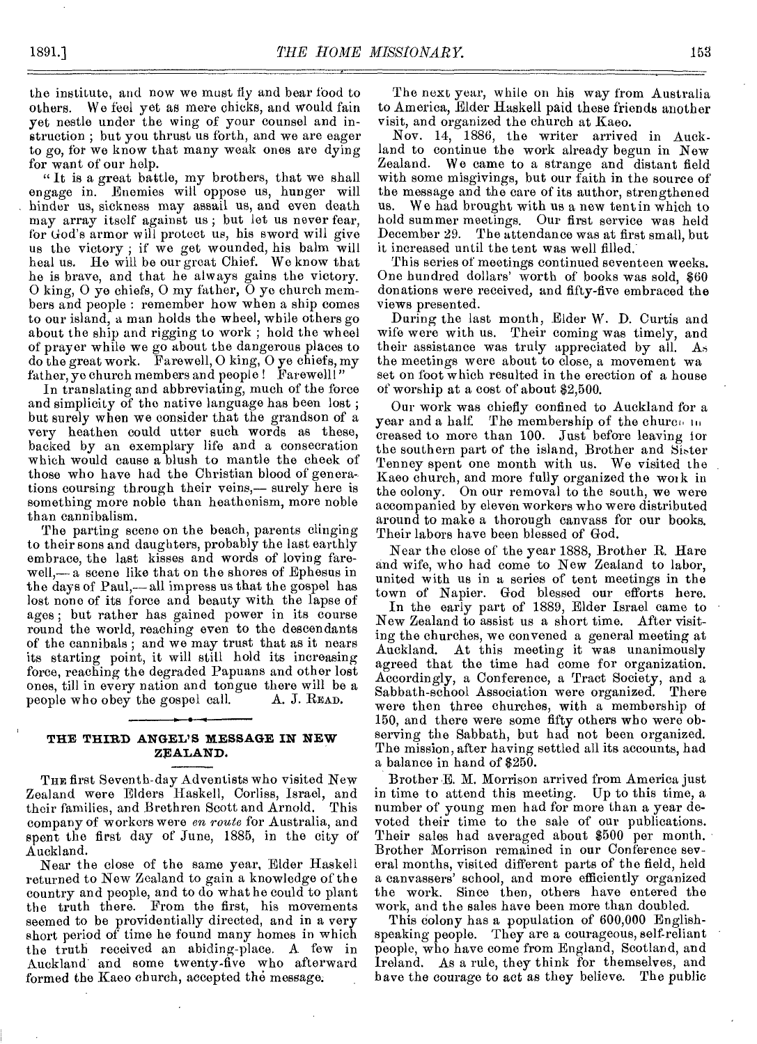the institute, and now we must fly and bear food to others. We feel yet as mere chicks, and would fain yet nestle under the wing of your counsel and instruction ; but you thrust us forth, and we are eager to go, for we know that many weak ones are dying for want of our help.

"It is a great battle, my brothers, that we shall engage in. Enemies will oppose us, hunger will hinder us, sickness may assail us, and even death may array itself against us ; but let us never fear, for God's armor will protect us, his sword will give us the victory ; if we get wounded, his balm will heal us. He will be our great Chief. We know that he is brave, and that he always gains the victory. O king, O ye chiefs, O my father, O ye church members and people : remember how when a ship comes to our island, a man holds the wheel, while others go about the ship and rigging to work ; hold the wheel of prayer while we go about the dangerous places to do the great work. Farewell, O king, O ye chiefs, my father, ye church members and people ! Farewell!"

In translating and abbreviating, much of the force and simplicity of the native language has been lost ; but surely when we consider that the grandson of a very heathen could utter such words as these, backed by an exemplary life and a consecration which would cause a blush to mantle the cheek of those who have had the Christian blood of generations coursing through their veins,— surely here is something more noble than heathenism, more noble than cannibalism.

The parting scene on the beach, parents clinging to their sons and daughters, probably the last earthly embrace, the last kisses and words of loving farewell,— a scene like that on the shores of Ephesus in the days of Paul,— all impress us that the gospel has lost none of its force and beauty with the lapse of ages ; but rather has gained power in its course round the world, reaching even to the descendants of the cannibals ; and we may trust that as it nears its starting point, it will still hold its increasing force, reaching the degraded Papuans and other lost ones, till in every nation and tongue there will be a people who obey the gospel call. A. J. READ.

## THE THIRD ANGEL'S MESSAGE IN NEW ZEALAND.

THE first Seventh-day Adventists who visited New Zealand were Elders Haskell, Corliss, Israel, and their families, and Brethren Scott and Arnold. This company of workers were *en route* for Australia, and spent the first day of June, 1885, in the city of Auckland.

Near the close of the same year, Elder Haskell returned to New Zealand to gain a knowledge of the country and people, and to do what he could to plant the truth there. From the first, his movements seemed to be providentially directed, and in a very short period of time he found many homes in which the truth received an abiding-place. A few in Auckland and some twenty-five who afterward formed the Kaeo church, accepted the message.

The next year, while on his way from Australia to America, Elder Haskell paid these friends another visit, and organized the church at Kaeo.

Nov. 14, 1886, the writer arrived in Auckland to continue the work already begun in New Zealand. We came to a strange and distant field with some misgivings, but our faith in the source of the message and the care of its author, strengthened us. We had brought with us a new tent in which to hold summer meetings. Our first service was held December 29. The attendance was at first small, but it increased until the tent was well filled.

This series of meetings continued seventeen weeks. One hundred dollars' worth of books was sold, $60 donations were received, and fifty-five embraced the views presented.

During the last month, Elder W. D. Curtis and wife were with us. Their coming was timely, and their assistance was truly appreciated by all. As the meetings were about to close, a movement wa set on foot which resulted in the erection of a house of worship at a cost of about $2,500.

Our work was chiefly confined to Auckland for a year and a half. The membership of the church increased to more than 100. Just before leaving for the southern part of the island, Brother and Sister Tenney spent one month with us. We visited the Kaeo church, and more fully organized the work in the colony. On our removal to the south, we were accompanied by eleven workers who were distributed around to make a thorough canvass for our books. Their labors have been blessed of God.

Near the close of the year 1888, Brother R. Hare and wife, who had come to New Zealand to labor, united with us in a series of tent meetings in the town of Napier. God blessed our efforts here.

In the early part of 1889, Elder Israel came to New Zealand to assist us a short time. After visiting the churches, we convened a general meeting at Auckland. At this meeting it was unanimously agreed that the time had come for organization. Accordingly, a Conference, a Tract Society, and a Sabbath-school Association were organized. There were then three churches, with a membership of 150, and there were some fifty others who were observing the Sabbath, but had not been organized. The mission, after having settled all its accounts, had a balance in hand of $250.

Brother E. M. Morrison arrived from America just in time to attend this meeting. Up to this time, a number of young men had for more than a year devoted their time to the sale of our publications. Their sales had averaged about $500 per month. Brother Morrison remained in our Conference several months, visited different parts of the field, held a canvassers' school, and more efficiently organized the work. Since then, others have entered the work, and the sales have been more than doubled.

This colony has a population of 600,000 English-speaking people. They are a courageous, self-reliant people, who have come from England, Scotland, and Ireland. As a rule, they think for themselves, and have the courage to act as they believe. The public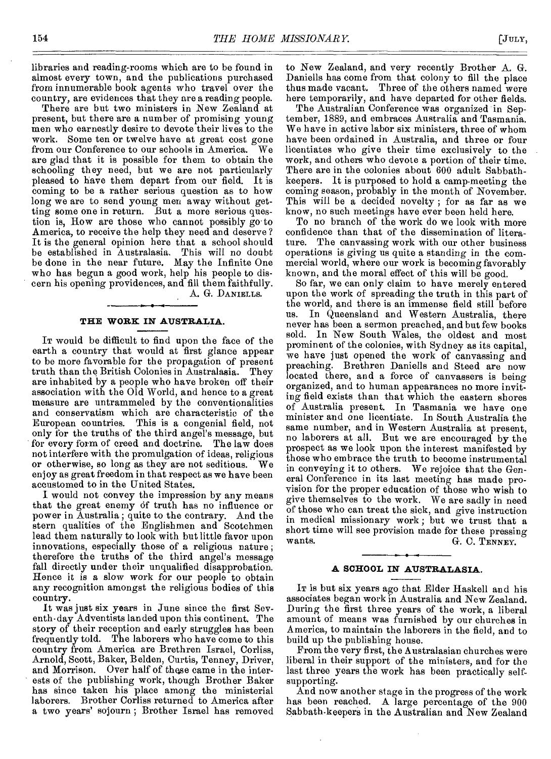libraries and reading-rooms which are to be found in almost every town, and the publications purchased from innumerable book agents who travel over the country, are evidences that they are a reading people.

There are but two ministers in New Zealand at present, but there are a number of promising young men who earnestly desire to devote their lives to the work. Some ten or twelve have at great cost gone from our Conference to our schools in America. We are glad that it is possible for them to obtain the schooling they need, but we are not particularly pleased to have them depart from our field. It is coming to be a rather serious question as to how long we are to send young men away without getting some one in return. But a more serious question is, How are those who cannot possibly go to America, to receive the help they need and deserve? It is the general opinion here that a school should be established in Australasia. This will no doubt be done in the near future. May the Infinite One who has begun a good work, help his people to discern his opening providences, and fill them faithfully.

A. G. DANIELLS.

## THE WORK IN AUSTRALIA.

IT would be difficult to find upon the face of the earth a country that would at first glance appear to be more favorable for the propagation of present truth than the British Colonies in Australasia. They are inhabited by a people who have broken off their association with the Old World, and hence to a great measure are untrammeled by the conventionalities and conservatism which are characteristic of the European countries. This is a congenial field, not only for the truths of the third angel's message, but for every form of creed and doctrine. The law does not interfere with the promulgation of ideas, religious or otherwise, so long as they are not seditious. We enjoy as great freedom in that respect as we have been accustomed to in the United States.

I would not convey the impression by any means that the great enemy of truth has no influence or power in Australia; quite to the contrary. And the stern qualities of the Englishmen and Scotchmen lead them naturally to look with but little favor upon innovations, especially those of a religious nature; therefore the truths of the third angel's message fall directly under their unqualified disapprobation. Hence it is a slow work for our people to obtain any recognition amongst the religious bodies of this country.

It was just six years in June since the first Seventh-day Adventists landed upon this continent. The story of their reception and early struggles has been frequently told. The laborers who have come to this country from America are Brethren Israel, Corliss, Arnold, Scott, Baker, Belden, Curtis, Tenney, Driver, and Morrison. Over half of these came in the interests of the publishing work, though Brother Baker has since taken his place among the ministerial laborers. Brother Corliss returned to America after a two years' sojourn; Brother Israel has removed to New Zealand, and very recently Brother A. G. Daniells has come from that colony to fill the place thus made vacant. Three of the others named were here temporarily, and have departed for other fields.

The Australian Conference was organized in September, 1889, and embraces Australia and Tasmania. We have in active labor six ministers, three of whom have been ordained in Australia, and three or four licentiates who give their time exclusively to the work, and others who devote a portion of their time. There are in the colonies about 600 adult Sabbath-keepers. It is purposed to hold a camp-meeting the coming season, probably in the month of November. This will be a decided novelty; for as far as we know, no such meetings have ever been held here.

To no branch of the work do we look with more confidence than that of the dissemination of literature. The canvassing work with our other business operations is giving us quite a standing in the commercial world, where our work is becoming favorably known, and the moral effect of this will be good.

So far, we can only claim to have merely entered upon the work of spreading the truth in this part of the world, and there is an immense field still before us. In Queensland and Western Australia, there never has been a sermon preached, and but few books sold. In New South Wales, the oldest and most prominent of the colonies, with Sydney as its capital, we have just opened the work of canvassing and preaching. Brethren Daniells and Steed are now located there, and a force of canvassers is being organized, and to human appearances no more inviting field exists than that which the eastern shores of Australia present. In Tasmania we have one minister and one licentiate. In South Australia the same number, and in Western Australia at present, no laborers at all. But we are encouraged by the prospect as we look upon the interest manifested by those who embrace the truth to become instrumental in conveying it to others. We rejoice that the General Conference in its last meeting has made provision for the proper education of those who wish to give themselves to the work. We are sadly in need of those who can treat the sick, and give instruction in medical missionary work; but we trust that a short time will see provision made for these pressing wants.

G. C. TENNEY.

## A SCHOOL IN AUSTRALASIA.

IT is but six years ago that Elder Haskell and his associates began work in Australia and New Zealand. During the first three years of the work, a liberal amount of means was furnished by our churches in America, to maintain the laborers in the field, and to build up the publishing house.

From the very first, the Australasian churches were liberal in their support of the ministers, and for the last three years the work has been practically self-supporting.

And now another stage in the progress of the work has been reached. A large percentage of the 900 Sabbath-keepers in the Australian and New Zealand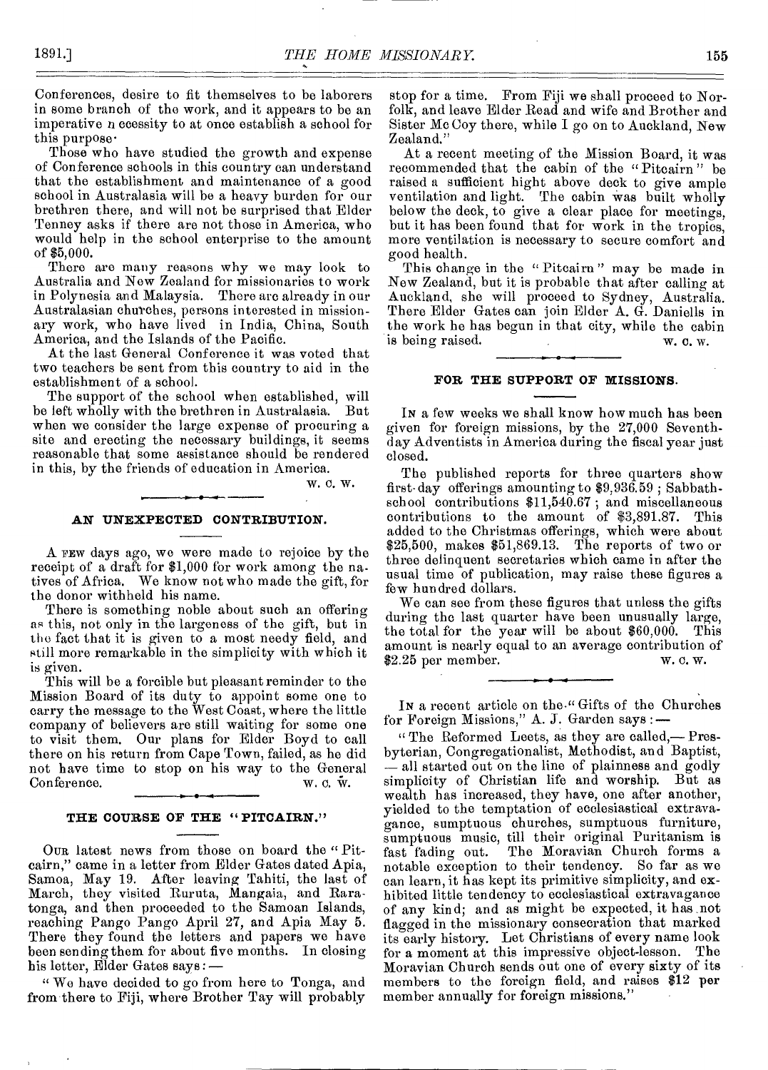Conferences, desire to fit themselves to be laborers in some branch of the work, and it appears to be an imperative n ecessity to at once establish a school for this purpose·

Those who have studied the growth and expense of Conference schools in this country can understand that the establishment and maintenance of a good school in Australasia will be a heavy burden for our brethren there, and will not be surprised that Elder Tenney asks if there are not those in America, who would help in the school enterprise to the amount of $5,000.

There are many reasons why we may look to Australia and New Zealand for missionaries to work in Polynesia and Malaysia. There are already in our Australasian churches, persons interested in missionary work, who have lived in India, China, South America, and the Islands of the Pacific.

At the last General Conference it was voted that two teachers be sent from this country to aid in the establishment of a school.

The support of the school when established, will be left wholly with the brethren in Australasia. But when we consider the large expense of procuring a site and erecting the necessary buildings, it seems reasonable that some assistance should be rendered in this, by the friends of education in America.

W. C. W.

## AN UNEXPECTED CONTRIBUTION.

A FEW days ago, we were made to rejoice by the receipt of a draft for $1,000 for work among the natives of Africa. We know not who made the gift, for the donor withheld his name.

There is something noble about such an offering as this, not only in the largeness of the gift, but in the fact that it is given to a most needy field, and still more remarkable in the simplicity with which it is given.

This will be a forcible but pleasant reminder to the Mission Board of its duty to appoint some one to carry the message to the West Coast, where the little company of believers are still waiting for some one to visit them. Our plans for Elder Boyd to call there on his return from Cape Town, failed, as he did not have time to stop on his way to the General Conference.

W. C. W.

## THE COURSE OF THE "PITCAIRN."

OUR latest news from those on board the "Pitcairn," came in a letter from Elder Gates dated Apia, Samoa, May 19. After leaving Tahiti, the last of March, they visited Ruruta, Mangaia, and Raratonga, and then proceeded to the Samoan Islands, reaching Pango Pango April 27, and Apia May 5. There they found the letters and papers we have been sending them for about five months. In closing his letter, Elder Gates says: —

"We have decided to go from here to Tonga, and from there to Fiji, where Brother Tay will probably stop for a time. From Fiji we shall proceed to Norfolk, and leave Elder Read and wife and Brother and Sister Mc Coy there, while I go on to Auckland, New Zealand."

At a recent meeting of the Mission Board, it was recommended that the cabin of the "Pitcairn" be raised a sufficient hight above deck to give ample ventilation and light. The cabin was built wholly below the deck, to give a clear place for meetings, but it has been found that for work in the tropics, more ventilation is necessary to secure comfort and good health.

This change in the "Pitcairn" may be made in New Zealand, but it is probable that after calling at Auckland, she will proceed to Sydney, Australia. There Elder Gates can join Elder A. G. Daniells in the work he has begun in that city, while the cabin is being raised.

W. C. W.

## FOR THE SUPPORT OF MISSIONS.

IN a few weeks we shall know how much has been given for foreign missions, by the 27,000 Seventh-day Adventists in America during the fiscal year just closed.

The published reports for three quarters show first-day offerings amounting to $9,936.59; Sabbath-school contributions $11,540.67; and miscellaneous contributions to the amount of $3,891.87. This added to the Christmas offerings, which were about $25,500, makes $51,869.13. The reports of two or three delinquent secretaries which came in after the usual time of publication, may raise these figures a few hundred dollars.

We can see from these figures that unless the gifts during the last quarter have been unusually large, the total for the year will be about $60,000. This amount is nearly equal to an average contribution of $2.25 per member.

W. C. W.

IN a recent article on the "Gifts of the Churches for Foreign Missions," A. J. Garden says: —

"The Reformed Leets, as they are called,— Presbyterian, Congregationalist, Methodist, and Baptist, — all started out on the line of plainness and godly simplicity of Christian life and worship. But as wealth has increased, they have, one after another, yielded to the temptation of ecclesiastical extravagance, sumptuous churches, sumptuous furniture, sumptuous music, till their original Puritanism is fast fading out. The Moravian Church forms a notable exception to their tendency. So far as we can learn, it has kept its primitive simplicity, and exhibited little tendency to ecclesiastical extravagance of any kind; and as might be expected, it has not flagged in the missionary consecration that marked its early history. Let Christians of every name look for a moment at this impressive object-lesson. The Moravian Church sends out one of every sixty of its members to the foreign field, and raises $12 per member annually for foreign missions."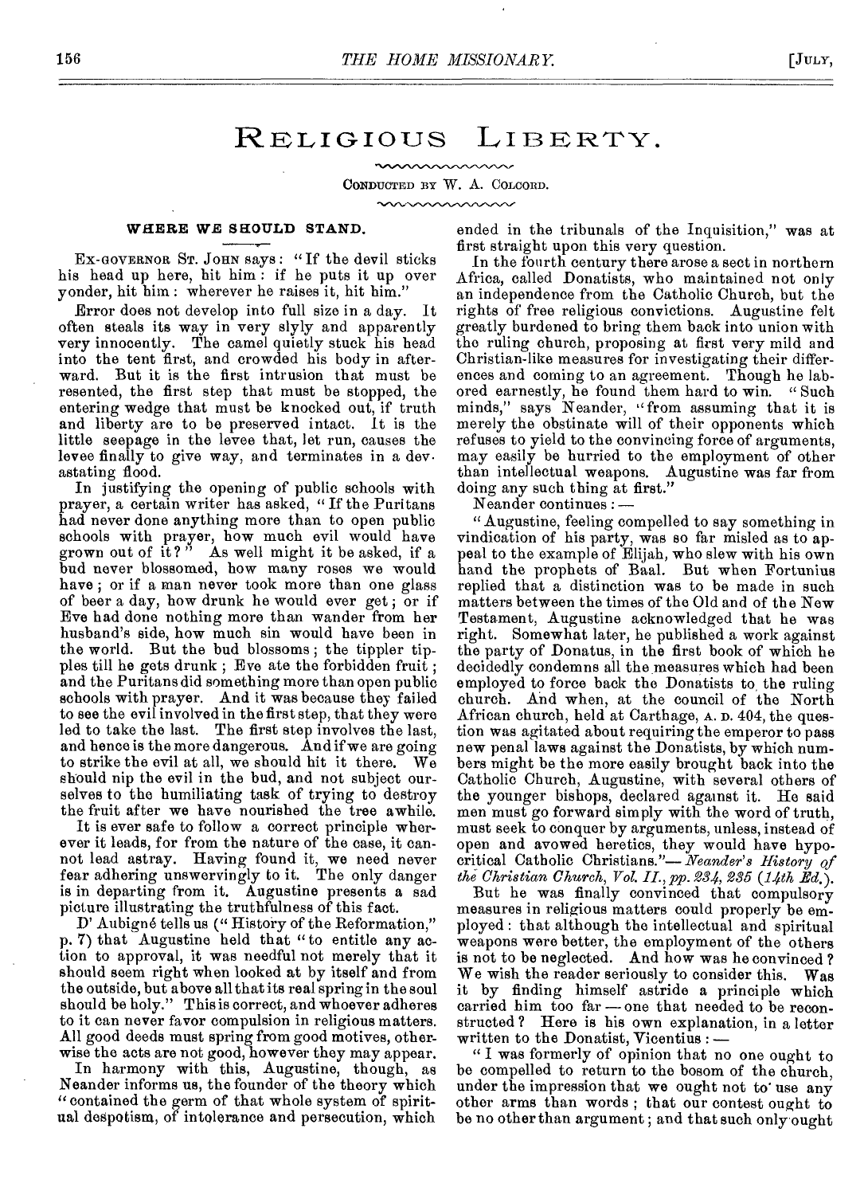# RELIGIOUS LIBERTY.

CONDUCTED BY W. A. COLCORD.

### WHERE WE SHOULD STAND.

EX-GOVERNOR ST. JOHN says: "If the devil sticks his head up here, hit him: if he puts it up over yonder, hit him: wherever he raises it, hit him."

Error does not develop into full size in a day. It often steals its way in very slyly and apparently very innocently. The camel quietly stuck his head into the tent first, and crowded his body in afterward. But it is the first intrusion that must be resented, the first step that must be stopped, the entering wedge that must be knocked out, if truth and liberty are to be preserved intact. It is the little seepage in the levee that, let run, causes the levee finally to give way, and terminates in a devastating flood.

In justifying the opening of public schools with prayer, a certain writer has asked, "If the Puritans had never done anything more than to open public schools with prayer, how much evil would have grown out of it?" As well might it be asked, if a bud never blossomed, how many roses we would have; or if a man never took more than one glass of beer a day, how drunk he would ever get; or if Eve had done nothing more than wander from her husband's side, how much sin would have been in the world. But the bud blossoms; the tippler tipples till he gets drunk; Eve ate the forbidden fruit; and the Puritans did something more than open public schools with prayer. And it was because they failed to see the evil involved in the first step, that they were led to take the last. The first step involves the last, and hence is the more dangerous. And if we are going to strike the evil at all, we should hit it there. We should nip the evil in the bud, and not subject ourselves to the humiliating task of trying to destroy the fruit after we have nourished the tree awhile.

It is ever safe to follow a correct principle wherever it leads, for from the nature of the case, it cannot lead astray. Having found it, we need never fear adhering unswervingly to it. The only danger is in departing from it. Augustine presents a sad picture illustrating the truthfulness of this fact.

D' Aubigné tells us ("History of the Reformation," p. 7) that Augustine held that "to entitle any action to approval, it was needful not merely that it should seem right when looked at by itself and from the outside, but above all that its real spring in the soul should be holy." This is correct, and whoever adheres to it can never favor compulsion in religious matters. All good deeds must spring from good motives, otherwise the acts are not good, however they may appear.

In harmony with this, Augustine, though, as Neander informs us, the founder of the theory which "contained the germ of that whole system of spiritual despotism, of intolerance and persecution, which ended in the tribunals of the Inquisition," was at first straight upon this very question.

In the fourth century there arose a sect in northern Africa, called Donatists, who maintained not only an independence from the Catholic Church, but the rights of free religious convictions. Augustine felt greatly burdened to bring them back into union with the ruling church, proposing at first very mild and Christian-like measures for investigating their differences and coming to an agreement. Though he labored earnestly, he found them hard to win. "Such minds," says Neander, "from assuming that it is merely the obstinate will of their opponents which refuses to yield to the convincing force of arguments, may easily be hurried to the employment of other than intellectual weapons. Augustine was far from doing any such thing at first."

Neander continues:—

"Augustine, feeling compelled to say something in vindication of his party, was so far misled as to appeal to the example of Elijah, who slew with his own hand the prophets of Baal. But when Fortunius replied that a distinction was to be made in such matters between the times of the Old and of the New Testament, Augustine acknowledged that he was right. Somewhat later, he published a work against the party of Donatus, in the first book of which he decidedly condemns all the measures which had been employed to force back the Donatists to the ruling church. And when, at the council of the North African church, held at Carthage, A. D. 404, the question was agitated about requiring the emperor to pass new penal laws against the Donatists, by which numbers might be the more easily brought back into the Catholic Church, Augustine, with several others of the younger bishops, declared against it. He said men must go forward simply with the word of truth, must seek to conquer by arguments, unless, instead of open and avowed heretics, they would have hypocritical Catholic Christians."—*Neander's History of the Christian Church, Vol. II., pp. 234, 235 (14th Ed.).*

But he was finally convinced that compulsory measures in religious matters could properly be employed: that although the intellectual and spiritual weapons were better, the employment of the others is not to be neglected. And how was he convinced? We wish the reader seriously to consider this. Was it by finding himself astride a principle which carried him too far—one that needed to be reconstructed? Here is his own explanation, in a letter written to the Donatist, Vicentius:—

"I was formerly of opinion that no one ought to be compelled to return to the bosom of the church, under the impression that we ought not to use any other arms than words; that our contest ought to be no other than argument; and that such only ought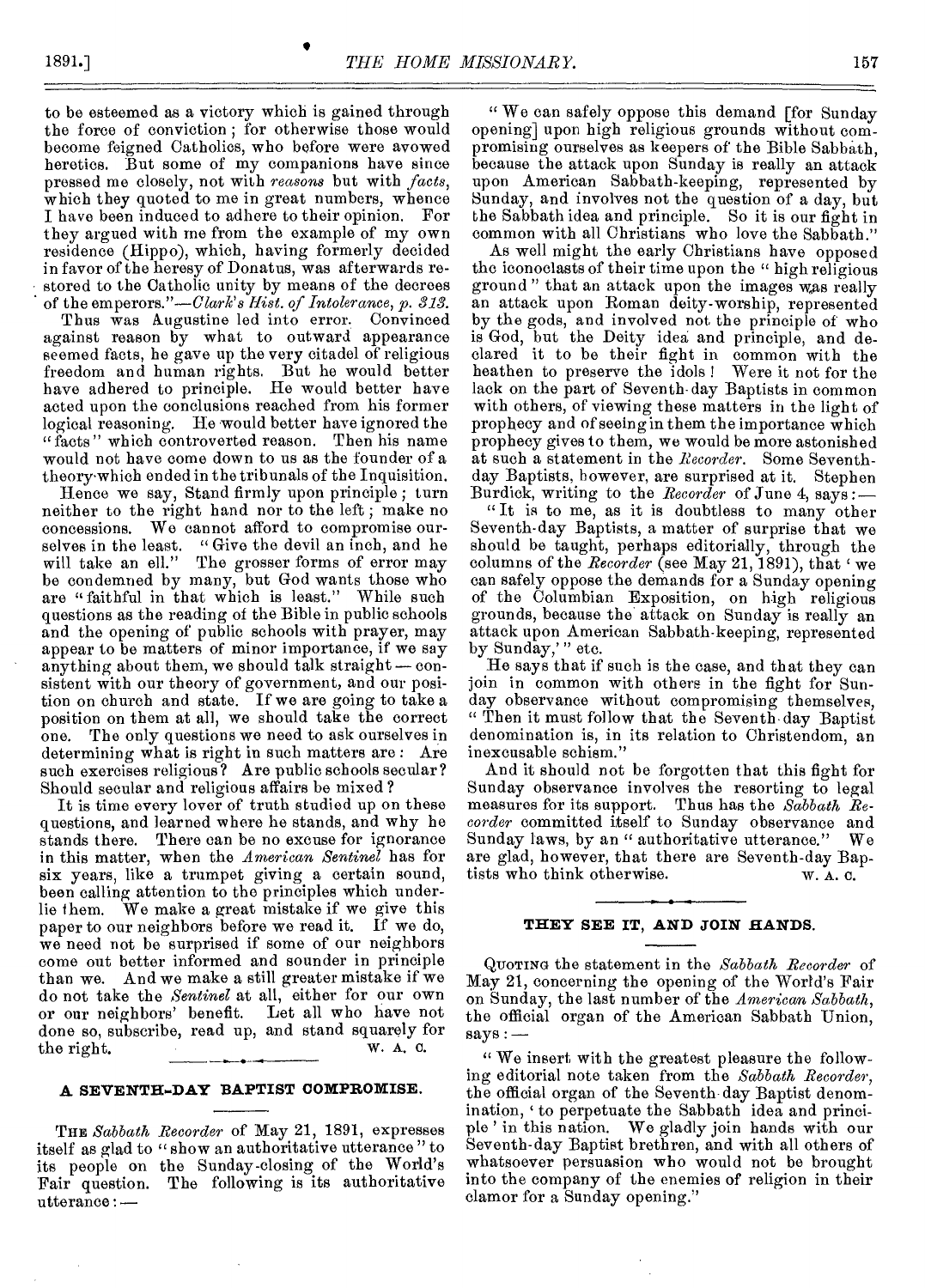to be esteemed as a victory which is gained through the force of conviction; for otherwise those would become feigned Catholics, who before were avowed heretics. But some of my companions have since pressed me closely, not with *reasons* but with *facts*, which they quoted to me in great numbers, whence I have been induced to adhere to their opinion. For they argued with me from the example of my own residence (Hippo), which, having formerly decided in favor of the heresy of Donatus, was afterwards restored to the Catholic unity by means of the decrees of the emperors."—*Clark's Hist. of Intolerance, p. 313.*

Thus was Augustine led into error. Convinced against reason by what to outward appearance seemed facts, he gave up the very citadel of religious freedom and human rights. But he would better have adhered to principle. He would better have acted upon the conclusions reached from his former logical reasoning. He would better have ignored the "facts" which controverted reason. Then his name would not have come down to us as the founder of a theory which ended in the tribunals of the Inquisition.

Hence we say, Stand firmly upon principle; turn neither to the right hand nor to the left; make no concessions. We cannot afford to compromise ourselves in the least. "Give the devil an inch, and he will take an ell." The grosser forms of error may be condemned by many, but God wants those who are "faithful in that which is least." While such questions as the reading of the Bible in public schools and the opening of public schools with prayer, may appear to be matters of minor importance, if we say anything about them, we should talk straight — consistent with our theory of government, and our position on church and state. If we are going to take a position on them at all, we should take the correct one. The only questions we need to ask ourselves in determining what is right in such matters are: Are such exercises religious? Are public schools secular? Should secular and religious affairs be mixed?

It is time every lover of truth studied up on these questions, and learned where he stands, and why he stands there. There can be no excuse for ignorance in this matter, when the *American Sentinel* has for six years, like a trumpet giving a certain sound, been calling attention to the principles which underlie them. We make a great mistake if we give this paper to our neighbors before we read it. If we do, we need not be surprised if some of our neighbors come out better informed and sounder in principle than we. And we make a still greater mistake if we do not take the *Sentinel* at all, either for our own or our neighbors' benefit. Let all who have not done so, subscribe, read up, and stand squarely for the right.

W. A. C.

## A SEVENTH-DAY BAPTIST COMPROMISE.

THE *Sabbath Recorder* of May 21, 1891, expresses itself as glad to "show an authoritative utterance" to its people on the Sunday-closing of the World's Fair question. The following is its authoritative utterance: —

"We can safely oppose this demand [for Sunday opening] upon high religious grounds without compromising ourselves as keepers of the Bible Sabbath, because the attack upon Sunday is really an attack upon American Sabbath-keeping, represented by Sunday, and involves not the question of a day, but the Sabbath idea and principle. So it is our fight in common with all Christians who love the Sabbath."

As well might the early Christians have opposed the iconoclasts of their time upon the "high religious ground" that an attack upon the images was really an attack upon Roman deity-worship, represented by the gods, and involved not the principle of who is God, but the Deity idea and principle, and declared it to be their fight in common with the heathen to preserve the idols! Were it not for the lack on the part of Seventh-day Baptists in common with others, of viewing these matters in the light of prophecy and of seeing in them the importance which prophecy gives to them, we would be more astonished at such a statement in the *Recorder*. Some Seventh-day Baptists, however, are surprised at it. Stephen Burdick, writing to the *Recorder* of June 4, says:—

"It is to me, as it is doubtless to many other Seventh-day Baptists, a matter of surprise that we should be taught, perhaps editorially, through the columns of the *Recorder* (see May 21, 1891), that 'we can safely oppose the demands for a Sunday opening of the Columbian Exposition, on high religious grounds, because the attack on Sunday is really an attack upon American Sabbath-keeping, represented by Sunday,'" etc.

He says that if such is the case, and that they can join in common with others in the fight for Sunday observance without compromising themselves, "Then it must follow that the Seventh-day Baptist denomination is, in its relation to Christendom, an inexcusable schism."

And it should not be forgotten that this fight for Sunday observance involves the resorting to legal measures for its support. Thus has the *Sabbath Recorder* committed itself to Sunday observance and Sunday laws, by an "authoritative utterance." We are glad, however, that there are Seventh-day Baptists who think otherwise.

W. A. C.

## THEY SEE IT, AND JOIN HANDS.

QUOTING the statement in the *Sabbath Recorder* of May 21, concerning the opening of the World's Fair on Sunday, the last number of the *American Sabbath*, the official organ of the American Sabbath Union, says: —

"We insert with the greatest pleasure the following editorial note taken from the *Sabbath Recorder*, the official organ of the Seventh-day Baptist denomination, 'to perpetuate the Sabbath idea and principle' in this nation. We gladly join hands with our Seventh-day Baptist brethren, and with all others of whatsoever persuasion who would not be brought into the company of the enemies of religion in their clamor for a Sunday opening."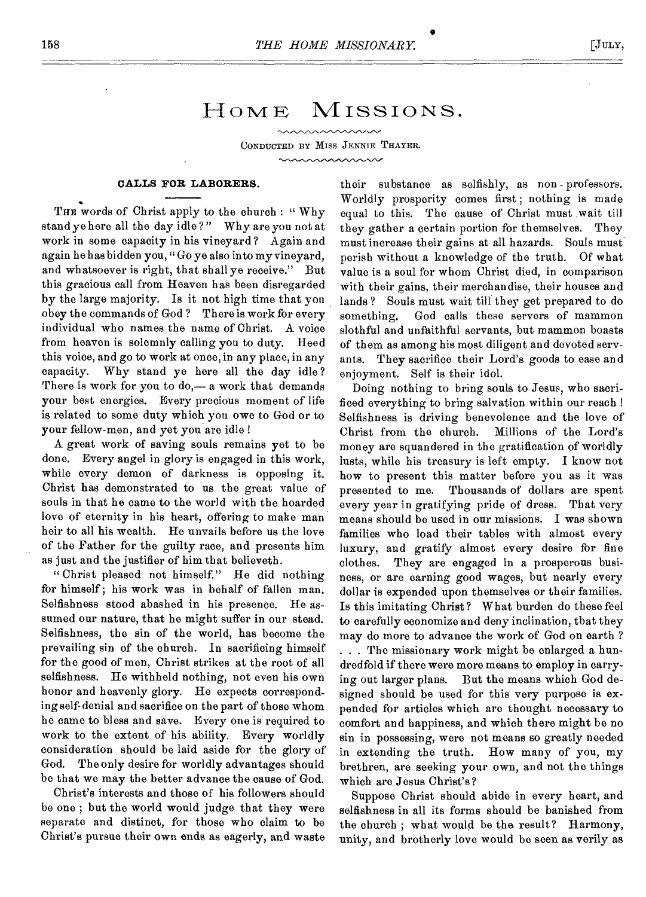# Home Missions.

Conducted by Miss Jennie Thayer.

## CALLS FOR LABORERS.

The words of Christ apply to the church : "Why stand ye here all the day idle?" Why are you not at work in some capacity in his vineyard? Again and again he has bidden you, "Go ye also into my vineyard, and whatsoever is right, that shall ye receive." But this gracious call from Heaven has been disregarded by the large majority. Is it not high time that you obey the commands of God? There is work for every individual who names the name of Christ. A voice from heaven is solemnly calling you to duty. Heed this voice, and go to work at once, in any place, in any capacity. Why stand ye here all the day idle? There is work for you to do,— a work that demands your best energies. Every precious moment of life is related to some duty which you owe to God or to your fellow-men, and yet you are idle!

A great work of saving souls remains yet to be done. Every angel in glory is engaged in this work, while every demon of darkness is opposing it. Christ has demonstrated to us the great value of souls in that he came to the world with the hoarded love of eternity in his heart, offering to make man heir to all his wealth. He unvails before us the love of the Father for the guilty race, and presents him as just and the justifier of him that believeth.

"Christ pleased not himself." He did nothing for himself; his work was in behalf of fallen man. Selfishness stood abashed in his presence. He assumed our nature, that he might suffer in our stead. Selfishness, the sin of the world, has become the prevailing sin of the church. In sacrificing himself for the good of men, Christ strikes at the root of all selfishness. He withheld nothing, not even his own honor and heavenly glory. He expects corresponding self-denial and sacrifice on the part of those whom he came to bless and save. Every one is required to work to the extent of his ability. Every worldly consideration should be laid aside for the glory of God. The only desire for worldly advantages should be that we may the better advance the cause of God.

Christ's interests and those of his followers should be one; but the world would judge that they were separate and distinct, for those who claim to be Christ's pursue their own ends as eagerly, and waste their substance as selfishly, as non-professors. Worldly prosperity comes first; nothing is made equal to this. The cause of Christ must wait till they gather a certain portion for themselves. They must increase their gains at all hazards. Souls must perish without a knowledge of the truth. Of what value is a soul for whom Christ died, in comparison with their gains, their merchandise, their houses and lands? Souls must wait till they get prepared to do something. God calls these servers of mammon slothful and unfaithful servants, but mammon boasts of them as among his most diligent and devoted servants. They sacrifice their Lord's goods to ease and enjoyment. Self is their idol.

Doing nothing to bring souls to Jesus, who sacrificed everything to bring salvation within our reach! Selfishness is driving benevolence and the love of Christ from the church. Millions of the Lord's money are squandered in the gratification of worldly lusts, while his treasury is left empty. I know not how to present this matter before you as it was presented to me. Thousands of dollars are spent every year in gratifying pride of dress. That very means should be used in our missions. I was shown families who load their tables with almost every luxury, and gratify almost every desire for fine clothes. They are engaged in a prosperous business, or are earning good wages, but nearly every dollar is expended upon themselves or their families. Is this imitating Christ? What burden do these feel to carefully economize and deny inclination, that they may do more to advance the work of God on earth? . . . The missionary work might be enlarged a hundredfold if there were more means to employ in carrying out larger plans. But the means which God designed should be used for this very purpose is expended for articles which are thought necessary to comfort and happiness, and which there might be no sin in possessing, were not means so greatly needed in extending the truth. How many of you, my brethren, are seeking your own, and not the things which are Jesus Christ's?

Suppose Christ should abide in every heart, and selfishness in all its forms should be banished from the church; what would be the result? Harmony, unity, and brotherly love would be seen as verily as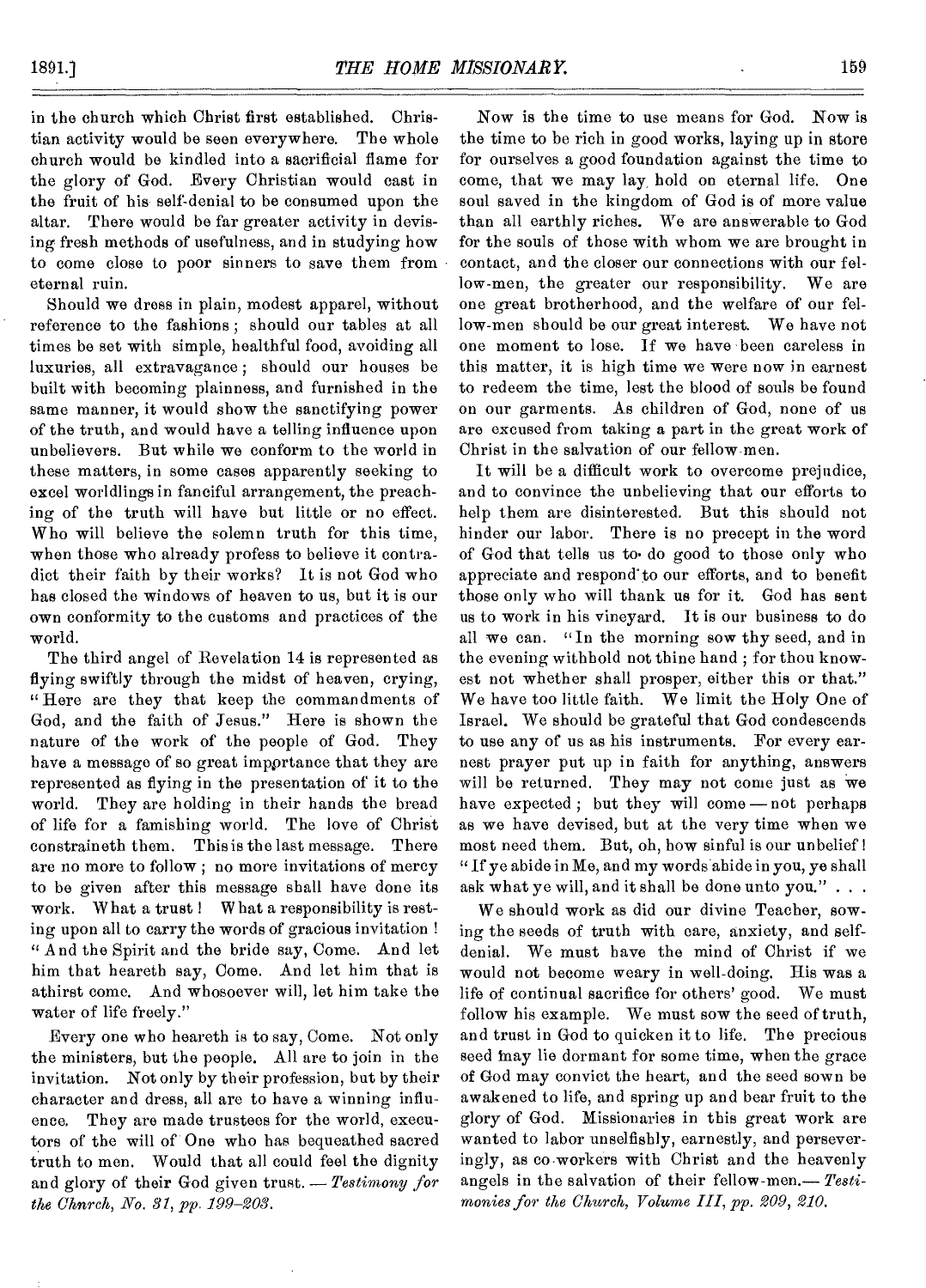in the church which Christ first established. Christian activity would be seen everywhere. The whole church would be kindled into a sacrificial flame for the glory of God. Every Christian would cast in the fruit of his self-denial to be consumed upon the altar. There would be far greater activity in devising fresh methods of usefulness, and in studying how to come close to poor sinners to save them from eternal ruin.

Should we dress in plain, modest apparel, without reference to the fashions; should our tables at all times be set with simple, healthful food, avoiding all luxuries, all extravagance; should our houses be built with becoming plainness, and furnished in the same manner, it would show the sanctifying power of the truth, and would have a telling influence upon unbelievers. But while we conform to the world in these matters, in some cases apparently seeking to excel worldlings in fanciful arrangement, the preaching of the truth will have but little or no effect. Who will believe the solemn truth for this time, when those who already profess to believe it contradict their faith by their works? It is not God who has closed the windows of heaven to us, but it is our own conformity to the customs and practices of the world.

The third angel of Revelation 14 is represented as flying swiftly through the midst of heaven, crying, "Here are they that keep the commandments of God, and the faith of Jesus." Here is shown the nature of the work of the people of God. They have a message of so great importance that they are represented as flying in the presentation of it to the world. They are holding in their hands the bread of life for a famishing world. The love of Christ constraineth them. This is the last message. There are no more to follow; no more invitations of mercy to be given after this message shall have done its work. What a trust! What a responsibility is resting upon all to carry the words of gracious invitation! "And the Spirit and the bride say, Come. And let him that heareth say, Come. And let him that is athirst come. And whosoever will, let him take the water of life freely."

Every one who heareth is to say, Come. Not only the ministers, but the people. All are to join in the invitation. Not only by their profession, but by their character and dress, all are to have a winning influence. They are made trustees for the world, executors of the will of One who has bequeathed sacred truth to men. Would that all could feel the dignity and glory of their God given trust. — *Testimony for the Chnrch, No. 31, pp. 199–203.*

Now is the time to use means for God. Now is the time to be rich in good works, laying up in store for ourselves a good foundation against the time to come, that we may lay hold on eternal life. One soul saved in the kingdom of God is of more value than all earthly riches. We are answerable to God for the souls of those with whom we are brought in contact, and the closer our connections with our fellow-men, the greater our responsibility. We are one great brotherhood, and the welfare of our fellow-men should be our great interest. We have not one moment to lose. If we have been careless in this matter, it is high time we were now in earnest to redeem the time, lest the blood of souls be found on our garments. As children of God, none of us are excused from taking a part in the great work of Christ in the salvation of our fellow-men.

It will be a difficult work to overcome prejudice, and to convince the unbelieving that our efforts to help them are disinterested. But this should not hinder our labor. There is no precept in the word of God that tells us to do good to those only who appreciate and respond to our efforts, and to benefit those only who will thank us for it. God has sent us to work in his vineyard. It is our business to do all we can. "In the morning sow thy seed, and in the evening withhold not thine hand; for thou knowest not whether shall prosper, either this or that." We have too little faith. We limit the Holy One of Israel. We should be grateful that God condescends to use any of us as his instruments. For every earnest prayer put up in faith for anything, answers will be returned. They may not come just as we have expected; but they will come — not perhaps as we have devised, but at the very time when we most need them. But, oh, how sinful is our unbelief! "If ye abide in Me, and my words abide in you, ye shall ask what ye will, and it shall be done unto you." . . .

We should work as did our divine Teacher, sowing the seeds of truth with care, anxiety, and self-denial. We must have the mind of Christ if we would not become weary in well-doing. His was a life of continual sacrifice for others' good. We must follow his example. We must sow the seed of truth, and trust in God to quicken it to life. The precious seed may lie dormant for some time, when the grace of God may convict the heart, and the seed sown be awakened to life, and spring up and bear fruit to the glory of God. Missionaries in this great work are wanted to labor unselfishly, earnestly, and perseveringly, as co-workers with Christ and the heavenly angels in the salvation of their fellow-men.— *Testimonies for the Church, Volume III, pp. 209, 210.*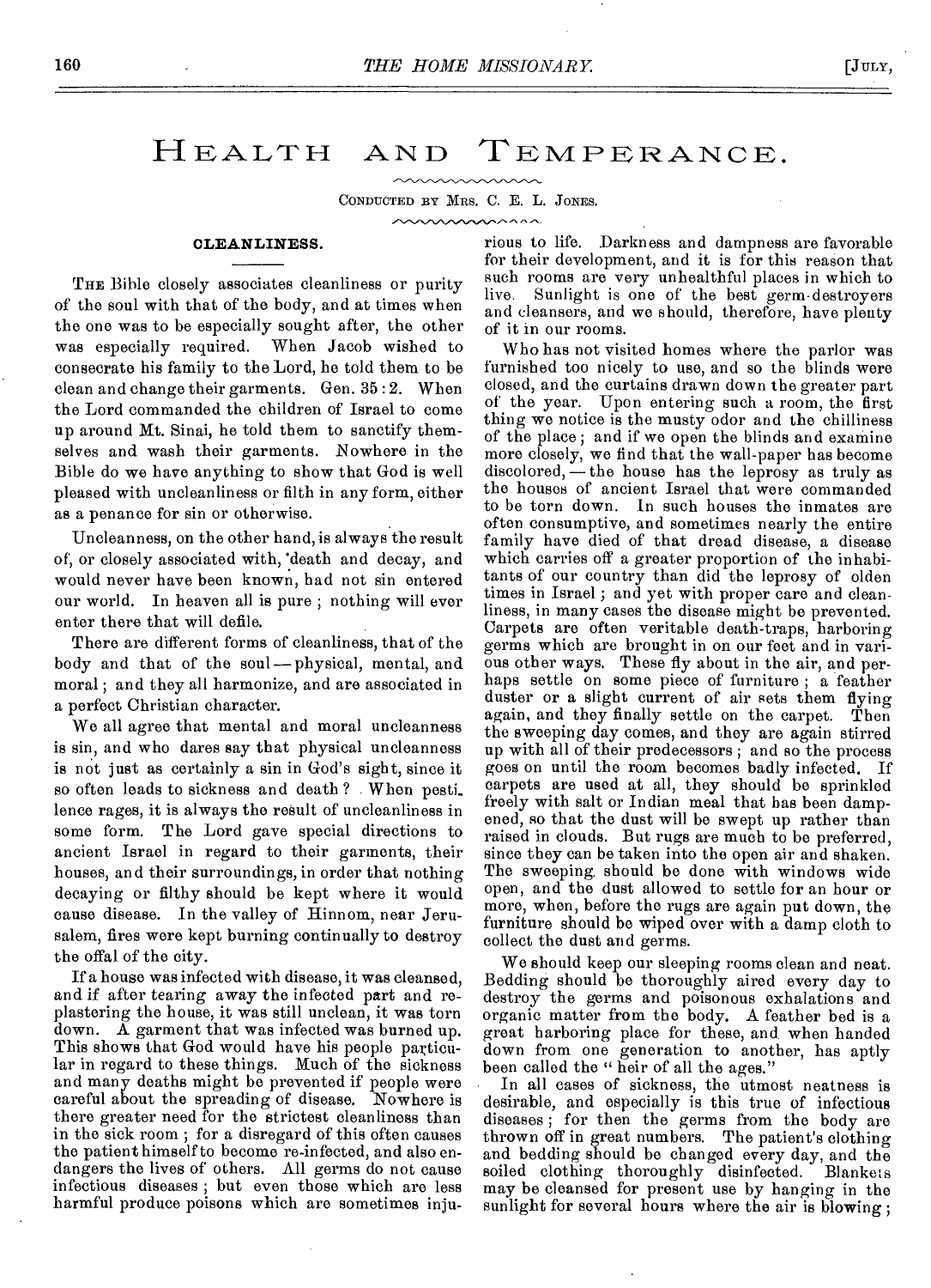# Health and Temperance.

Conducted by Mrs. C. E. L. Jones.

## CLEANLINESS.

The Bible closely associates cleanliness or purity of the soul with that of the body, and at times when the one was to be especially sought after, the other was especially required. When Jacob wished to consecrate his family to the Lord, he told them to be clean and change their garments. Gen. 35 : 2. When the Lord commanded the children of Israel to come up around Mt. Sinai, he told them to sanctify themselves and wash their garments. Nowhere in the Bible do we have anything to show that God is well pleased with uncleanliness or filth in any form, either as a penance for sin or otherwise.

Uncleanness, on the other hand, is always the result of, or closely associated with, death and decay, and would never have been known, had not sin entered our world. In heaven all is pure ; nothing will ever enter there that will defile.

There are different forms of cleanliness, that of the body and that of the soul — physical, mental, and moral ; and they all harmonize, and are associated in a perfect Christian character.

We all agree that mental and moral uncleanness is sin, and who dares say that physical uncleanness is not just as certainly a sin in God's sight, since it so often leads to sickness and death? When pestilence rages, it is always the result of uncleanliness in some form. The Lord gave special directions to ancient Israel in regard to their garments, their houses, and their surroundings, in order that nothing decaying or filthy should be kept where it would cause disease. In the valley of Hinnom, near Jerusalem, fires were kept burning continually to destroy the offal of the city.

If a house was infected with disease, it was cleansed, and if after tearing away the infected part and re-plastering the house, it was still unclean, it was torn down. A garment that was infected was burned up. This shows that God would have his people particular in regard to these things. Much of the sickness and many deaths might be prevented if people were careful about the spreading of disease. Nowhere is there greater need for the strictest cleanliness than in the sick room ; for a disregard of this often causes the patient himself to become re-infected, and also endangers the lives of others. All germs do not cause infectious diseases ; but even those which are less harmful produce poisons which are sometimes injurious to life. Darkness and dampness are favorable for their development, and it is for this reason that such rooms are very unhealthful places in which to live. Sunlight is one of the best germ-destroyers and cleansers, and we should, therefore, have plenty of it in our rooms.

Who has not visited homes where the parlor was furnished too nicely to use, and so the blinds were closed, and the curtains drawn down the greater part of the year. Upon entering such a room, the first thing we notice is the musty odor and the chilliness of the place ; and if we open the blinds and examine more closely, we find that the wall-paper has become discolored, — the house has the leprosy as truly as the houses of ancient Israel that were commanded to be torn down. In such houses the inmates are often consumptive, and sometimes nearly the entire family have died of that dread disease, a disease which carries off a greater proportion of the inhabitants of our country than did the leprosy of olden times in Israel ; and yet with proper care and cleanliness, in many cases the disease might be prevented. Carpets are often veritable death-traps, harboring germs which are brought in on our feet and in various other ways. These fly about in the air, and perhaps settle on some piece of furniture ; a feather duster or a slight current of air sets them flying again, and they finally settle on the carpet. Then the sweeping day comes, and they are again stirred up with all of their predecessors ; and so the process goes on until the room becomes badly infected. If carpets are used at all, they should be sprinkled freely with salt or Indian meal that has been dampened, so that the dust will be swept up rather than raised in clouds. But rugs are much to be preferred, since they can be taken into the open air and shaken. The sweeping should be done with windows wide open, and the dust allowed to settle for an hour or more, when, before the rugs are again put down, the furniture should be wiped over with a damp cloth to collect the dust and germs.

We should keep our sleeping rooms clean and neat. Bedding should be thoroughly aired every day to destroy the germs and poisonous exhalations and organic matter from the body. A feather bed is a great harboring place for these, and when handed down from one generation to another, has aptly been called the "heir of all the ages."

In all cases of sickness, the utmost neatness is desirable, and especially is this true of infectious diseases ; for then the germs from the body are thrown off in great numbers. The patient's clothing and bedding should be changed every day, and the soiled clothing thoroughly disinfected. Blankets may be cleansed for present use by hanging in the sunlight for several hours where the air is blowing ;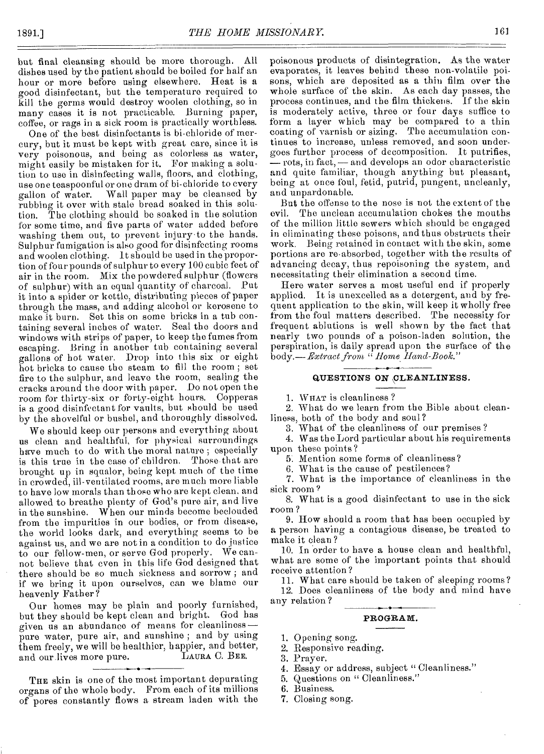but final cleansing should be more thorough. All dishes used by the patient should be boiled for half an hour or more before using elsewhere. Heat is a good disinfectant, but the temperature required to kill the germs would destroy woolen clothing, so in many cases it is not practicable. Burning paper, coffee, or rags in a sick room is practically worthless.

One of the best disinfectants is bi-chloride of mercury, but it must be kept with great care, since it is very poisonous, and being as colorless as water, might easily be mistaken for it. For making a solution to use in disinfecting walls, floors, and clothing, use one teaspoonful or one dram of bi-chloride to every gallon of water. Wall paper may be cleansed by rubbing it over with stale bread soaked in this solution. The clothing should be soaked in the solution for some time, and five parts of water added before washing them out, to prevent injury to the hands. Sulphur fumigation is also good for disinfecting rooms and woolen clothing. It should be used in the proportion of four pounds of sulphur to every 100 cubic feet of air in the room. Mix the powdered sulphur (flowers of sulphur) with an equal quantity of charcoal. Put it into a spider or kettle, distributing pieces of paper through the mass, and adding alcohol or kerosene to make it burn. Set this on some bricks in a tub containing several inches of water. Seal the doors and windows with strips of paper, to keep the fumes from escaping. Bring in another tub containing several gallons of hot water. Drop into this six or eight hot bricks to cause the steam to fill the room; set fire to the sulphur, and leave the room, sealing the cracks around the door with paper. Do not open the room for thirty-six or forty-eight hours. Copperas is a good disinfectant for vaults, but should be used by the shovelful or bushel, and thoroughly dissolved.

We should keep our persons and everything about us clean and healthful, for physical surroundings have much to do with the moral nature; especially is this true in the case of children. Those that are brought up in squalor, being kept much of the time in crowded, ill-ventilated rooms, are much more liable to have low morals than those who are kept clean, and allowed to breathe plenty of God's pure air, and live in the sunshine. When our minds become beclouded from the impurities in our bodies, or from disease, the world looks dark, and everything seems to be against us, and we are not in a condition to do justice to our fellow-men, or serve God properly. We cannot believe that even in this life God designed that there should be so much sickness and sorrow; and if we bring it upon ourselves, can we blame our heavenly Father?

Our homes may be plain and poorly furnished, but they should be kept clean and bright. God has given us an abundance of means for cleanliness — pure water, pure air, and sunshine; and by using them freely, we will be healthier, happier, and better, and our lives more pure.

LAURA C. BEE.

---

THE skin is one of the most important depurating organs of the whole body. From each of its millions of pores constantly flows a stream laden with the poisonous products of disintegration. As the water evaporates, it leaves behind these non-volatile poisons, which are deposited as a thin film over the whole surface of the skin. As each day passes, the process continues, and the film thickens. If the skin is moderately active, three or four days suffice to form a layer which may be compared to a thin coating of varnish or sizing. The accumulation continues to increase, unless removed, and soon undergoes further process of decomposition. It putrifies, — rots, in fact, — and develops an odor characteristic and quite familiar, though anything but pleasant, being at once foul, fetid, putrid, pungent, uncleanly, and unpardonable.

But the offense to the nose is not the extent of the evil. The unclean accumulation chokes the mouths of the million little sewers which should be engaged in eliminating these poisons, and thus obstructs their work. Being retained in contact with the skin, some portions are re-absorbed, together with the results of advancing decay, thus repoisoning the system, and necessitating their elimination a second time.

Here water serves a most useful end if properly applied. It is unexcelled as a detergent, and by frequent application to the skin, will keep it wholly free from the foul matters described. The necessity for frequent ablutions is well shown by the fact that nearly two pounds of a poison-laden solution, the perspiration, is daily spread upon the surface of the body.— *Extract from "Home Hand-Book."*

## QUESTIONS ON CLEANLINESS.

1. WHAT is cleanliness?
2. What do we learn from the Bible about cleanliness, both of the body and soul?
3. What of the cleanliness of our premises?
4. Was the Lord particular about his requirements upon these points?
5. Mention some forms of cleanliness?
6. What is the cause of pestilences?
7. What is the importance of cleanliness in the sick room?
8. What is a good disinfectant to use in the sick room?
9. How should a room that has been occupied by a person having a contagious disease, be treated to make it clean?
10. In order to have a house clean and healthful, what are some of the important points that should receive attention?
11. What care should be taken of sleeping rooms?
12. Does cleanliness of the body and mind have any relation?

## PROGRAM.

1. Opening song.
2. Responsive reading.
3. Prayer.
4. Essay or address, subject "Cleanliness."
5. Questions on "Cleanliness."
6. Business.
7. Closing song.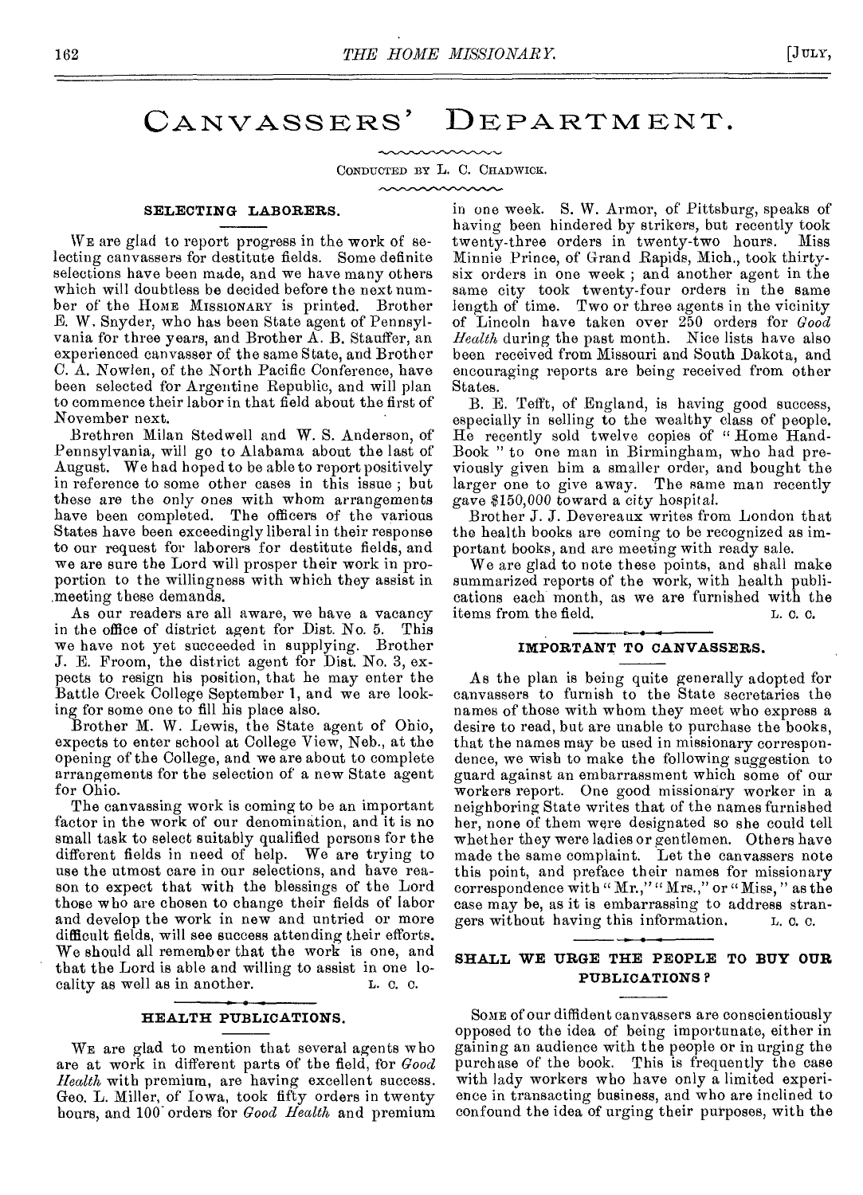# CANVASSERS' DEPARTMENT.

CONDUCTED BY L. C. CHADWICK.

### SELECTING LABORERS.

WE are glad to report progress in the work of selecting canvassers for destitute fields. Some definite selections have been made, and we have many others which will doubtless be decided before the next number of the HOME MISSIONARY is printed. Brother E. W. Snyder, who has been State agent of Pennsylvania for three years, and Brother A. B. Stauffer, an experienced canvasser of the same State, and Brother C. A. Nowlen, of the North Pacific Conference, have been selected for Argentine Republic, and will plan to commence their labor in that field about the first of November next.

Brethren Milan Stedwell and W. S. Anderson, of Pennsylvania, will go to Alabama about the last of August. We had hoped to be able to report positively in reference to some other cases in this issue; but these are the only ones with whom arrangements have been completed. The officers of the various States have been exceedingly liberal in their response to our request for laborers for destitute fields, and we are sure the Lord will prosper their work in proportion to the willingness with which they assist in meeting these demands.

As our readers are all aware, we have a vacancy in the office of district agent for Dist. No. 5. This we have not yet succeeded in supplying. Brother J. E. Froom, the district agent for Dist. No. 3, expects to resign his position, that he may enter the Battle Creek College September 1, and we are looking for some one to fill his place also.

Brother M. W. Lewis, the State agent of Ohio, expects to enter school at College View, Neb., at the opening of the College, and we are about to complete arrangements for the selection of a new State agent for Ohio.

The canvassing work is coming to be an important factor in the work of our denomination, and it is no small task to select suitably qualified persons for the different fields in need of help. We are trying to use the utmost care in our selections, and have reason to expect that with the blessings of the Lord those who are chosen to change their fields of labor and develop the work in new and untried or more difficult fields, will see success attending their efforts. We should all remember that the work is one, and that the Lord is able and willing to assist in one locality as well as in another. L. C. C.

### HEALTH PUBLICATIONS.

WE are glad to mention that several agents who are at work in different parts of the field, for *Good Health* with premium, are having excellent success. Geo. L. Miller, of Iowa, took fifty orders in twenty hours, and 100 orders for *Good Health* and premium in one week. S. W. Armor, of Pittsburg, speaks of having been hindered by strikers, but recently took twenty-three orders in twenty-two hours. Miss Minnie Prince, of Grand Rapids, Mich., took thirty-six orders in one week; and another agent in the same city took twenty-four orders in the same length of time. Two or three agents in the vicinity of Lincoln have taken over 250 orders for *Good Health* during the past month. Nice lists have also been received from Missouri and South Dakota, and encouraging reports are being received from other States.

B. E. Tefft, of England, is having good success, especially in selling to the wealthy class of people. He recently sold twelve copies of "Home Hand-Book" to one man in Birmingham, who had previously given him a smaller order, and bought the larger one to give away. The same man recently gave $150,000 toward a city hospital.

Brother J. J. Devereaux writes from London that the health books are coming to be recognized as important books, and are meeting with ready sale.

We are glad to note these points, and shall make summarized reports of the work, with health publications each month, as we are furnished with the items from the field. L. C. C.

### IMPORTANT TO CANVASSERS.

As the plan is being quite generally adopted for canvassers to furnish to the State secretaries the names of those with whom they meet who express a desire to read, but are unable to purchase the books, that the names may be used in missionary correspondence, we wish to make the following suggestion to guard against an embarrassment which some of our workers report. One good missionary worker in a neighboring State writes that of the names furnished her, none of them were designated so she could tell whether they were ladies or gentlemen. Others have made the same complaint. Let the canvassers note this point, and preface their names for missionary correspondence with "Mr.," "Mrs.," or "Miss," as the case may be, as it is embarrassing to address strangers without having this information. L. C. C.

### SHALL WE URGE THE PEOPLE TO BUY OUR PUBLICATIONS?

SOME of our diffident canvassers are conscientiously opposed to the idea of being importunate, either in gaining an audience with the people or in urging the purchase of the book. This is frequently the case with lady workers who have only a limited experience in transacting business, and who are inclined to confound the idea of urging their purposes, with the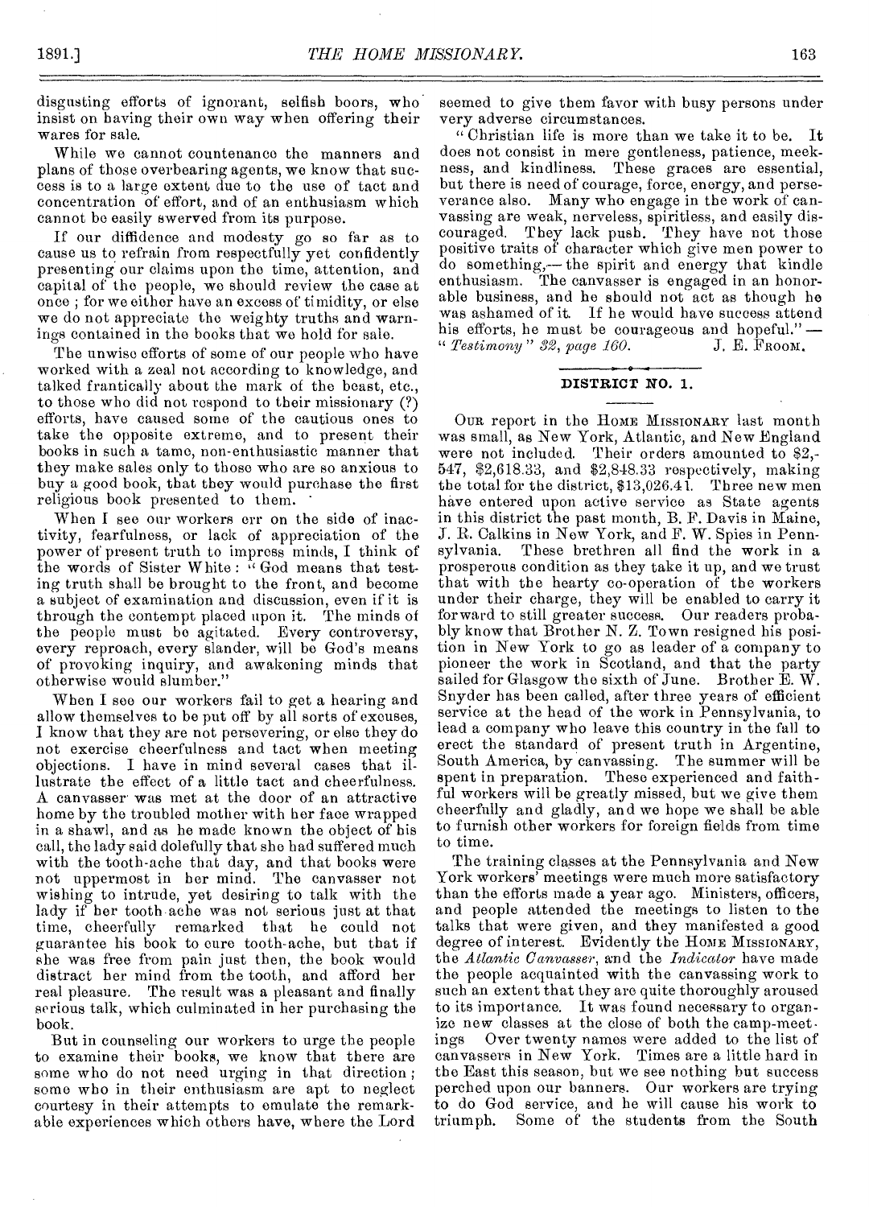disgusting efforts of ignorant, selfish boors, who insist on having their own way when offering their wares for sale.

While we cannot countenance the manners and plans of those overbearing agents, we know that success is to a large extent due to the use of tact and concentration of effort, and of an enthusiasm which cannot be easily swerved from its purpose.

If our diffidence and modesty go so far as to cause us to refrain from respectfully yet confidently presenting our claims upon the time, attention, and capital of the people, we should review the case at once; for we either have an excess of timidity, or else we do not appreciate the weighty truths and warnings contained in the books that we hold for sale.

The unwise efforts of some of our people who have worked with a zeal not according to knowledge, and talked frantically about the mark of the beast, etc., to those who did not respond to their missionary (?) efforts, have caused some of the cautious ones to take the opposite extreme, and to present their books in such a tame, non-enthusiastic manner that they make sales only to those who are so anxious to buy a good book, that they would purchase the first religious book presented to them.

When I see our workers err on the side of inactivity, fearfulness, or lack of appreciation of the power of present truth to impress minds, I think of the words of Sister White: "God means that testing truth shall be brought to the front, and become a subject of examination and discussion, even if it is through the contempt placed upon it. The minds of the people must be agitated. Every controversy, every reproach, every slander, will be God's means of provoking inquiry, and awakening minds that otherwise would slumber."

When I see our workers fail to get a hearing and allow themselves to be put off by all sorts of excuses, I know that they are not persevering, or else they do not exercise cheerfulness and tact when meeting objections. I have in mind several cases that illustrate the effect of a little tact and cheerfulness. A canvasser was met at the door of an attractive home by the troubled mother with her face wrapped in a shawl, and as he made known the object of his call, the lady said dolefully that she had suffered much with the tooth-ache that day, and that books were not uppermost in her mind. The canvasser not wishing to intrude, yet desiring to talk with the lady if her tooth-ache was not serious just at that time, cheerfully remarked that he could not guarantee his book to cure tooth-ache, but that if she was free from pain just then, the book would distract her mind from the tooth, and afford her real pleasure. The result was a pleasant and finally serious talk, which culminated in her purchasing the book.

But in counseling our workers to urge the people to examine their books, we know that there are some who do not need urging in that direction; some who in their enthusiasm are apt to neglect courtesy in their attempts to emulate the remarkable experiences which others have, where the Lord seemed to give them favor with busy persons under very adverse circumstances.

"Christian life is more than we take it to be. It does not consist in mere gentleness, patience, meekness, and kindliness. These graces are essential, but there is need of courage, force, energy, and perseverance also. Many who engage in the work of canvassing are weak, nerveless, spiritless, and easily discouraged. They lack push. They have not those positive traits of character which give men power to do something,—the spirit and energy that kindle enthusiasm. The canvasser is engaged in an honorable business, and he should not act as though he was ashamed of it. If he would have success attend his efforts, he must be courageous and hopeful."—"*Testimony*" *32, page 160*.

J. E. FROOM.

## DISTRICT NO. 1.

OUR report in the HOME MISSIONARY last month was small, as New York, Atlantic, and New England were not included. Their orders amounted to $2,547, $2,618.33, and $2,848.33 respectively, making the total for the district, $13,026.41. Three new men have entered upon active service as State agents in this district the past month, B. F. Davis in Maine, J. R. Calkins in New York, and F. W. Spies in Pennsylvania. These brethren all find the work in a prosperous condition as they take it up, and we trust that with the hearty co-operation of the workers under their charge, they will be enabled to carry it forward to still greater success. Our readers probably know that Brother N. Z. Town resigned his position in New York to go as leader of a company to pioneer the work in Scotland, and that the party sailed for Glasgow the sixth of June. Brother E. W. Snyder has been called, after three years of efficient service at the head of the work in Pennsylvania, to lead a company who leave this country in the fall to erect the standard of present truth in Argentine, South America, by canvassing. The summer will be spent in preparation. These experienced and faithful workers will be greatly missed, but we give them cheerfully and gladly, and we hope we shall be able to furnish other workers for foreign fields from time to time.

The training classes at the Pennsylvania and New York workers' meetings were much more satisfactory than the efforts made a year ago. Ministers, officers, and people attended the meetings to listen to the talks that were given, and they manifested a good degree of interest. Evidently the HOME MISSIONARY, the *Atlantic Canvasser*, and the *Indicator* have made the people acquainted with the canvassing work to such an extent that they are quite thoroughly aroused to its importance. It was found necessary to organize new classes at the close of both the camp-meetings Over twenty names were added to the list of canvassers in New York. Times are a little hard in the East this season, but we see nothing but success perched upon our banners. Our workers are trying to do God service, and he will cause his work to triumph. Some of the students from the South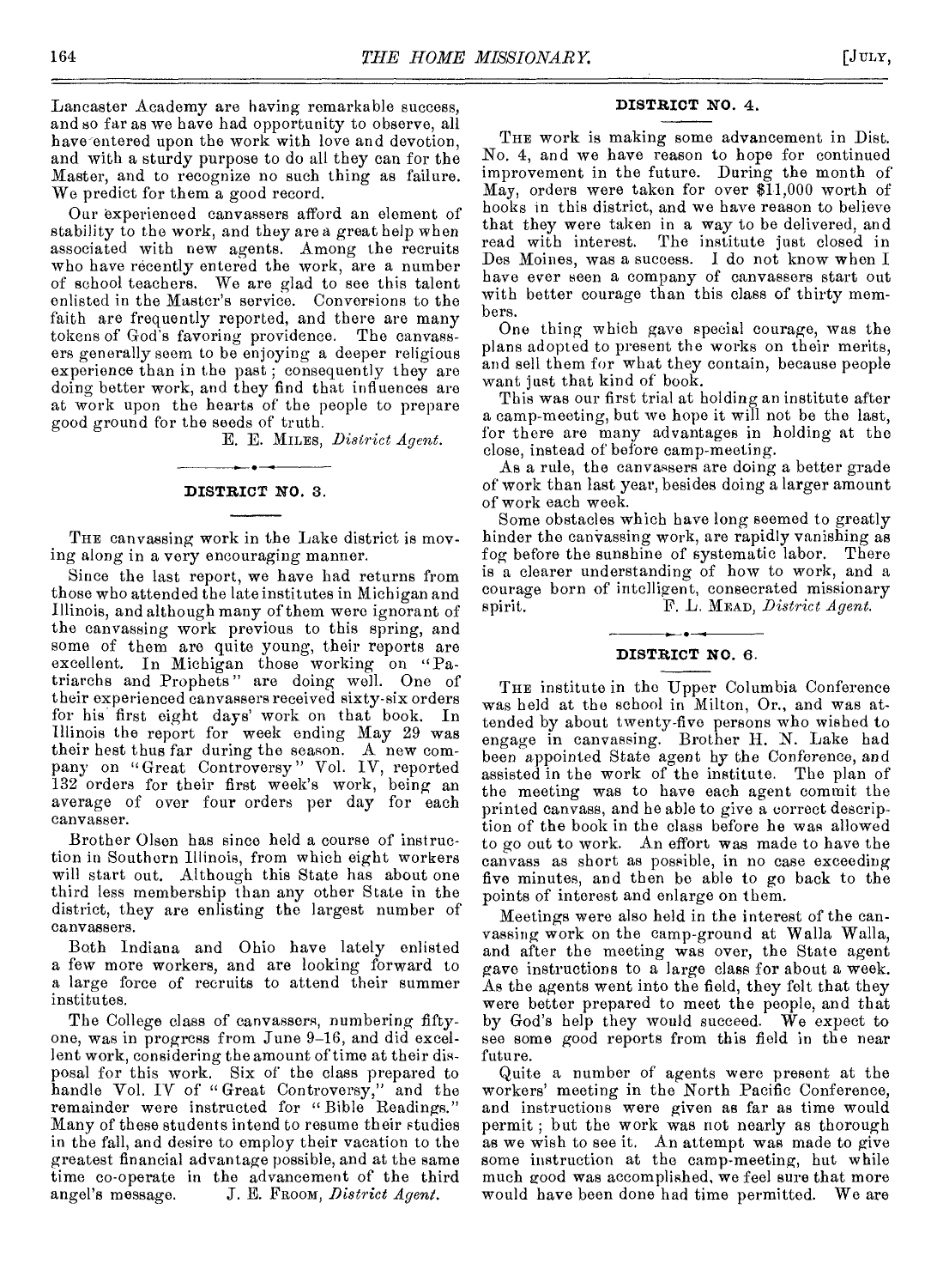Lancaster Academy are having remarkable success, and so far as we have had opportunity to observe, all have entered upon the work with love and devotion, and with a sturdy purpose to do all they can for the Master, and to recognize no such thing as failure. We predict for them a good record.

Our experienced canvassers afford an element of stability to the work, and they are a great help when associated with new agents. Among the recruits who have recently entered the work, are a number of school teachers. We are glad to see this talent enlisted in the Master's service. Conversions to the faith are frequently reported, and there are many tokens of God's favoring providence. The canvassers generally seem to be enjoying a deeper religious experience than in the past; consequently they are doing better work, and they find that influences are at work upon the hearts of the people to prepare good ground for the seeds of truth.

E. E. MILES, *District Agent.*

### DISTRICT NO. 3.

THE canvassing work in the Lake district is moving along in a very encouraging manner.

Since the last report, we have had returns from those who attended the late institutes in Michigan and Illinois, and although many of them were ignorant of the canvassing work previous to this spring, and some of them are quite young, their reports are excellent. In Michigan those working on "Patriarchs and Prophets" are doing well. One of their experienced canvassers received sixty-six orders for his first eight days' work on that book. In Illinois the report for week ending May 29 was their best thus far during the season. A new company on "Great Controversy" Vol. IV, reported 132 orders for their first week's work, being an average of over four orders per day for each canvasser.

Brother Olsen has since held a course of instruction in Southern Illinois, from which eight workers will start out. Although this State has about one third less membership than any other State in the district, they are enlisting the largest number of canvassers.

Both Indiana and Ohio have lately enlisted a few more workers, and are looking forward to a large force of recruits to attend their summer institutes.

The College class of canvassers, numbering fifty-one, was in progress from June 9-16, and did excellent work, considering the amount of time at their disposal for this work. Six of the class prepared to handle Vol. IV of "Great Controversy," and the remainder were instructed for "Bible Readings." Many of these students intend to resume their studies in the fall, and desire to employ their vacation to the greatest financial advantage possible, and at the same time co-operate in the advancement of the third angel's message.

J. E. FROOM, *District Agent.*

### DISTRICT NO. 4.

THE work is making some advancement in Dist. No. 4, and we have reason to hope for continued improvement in the future. During the month of May, orders were taken for over $11,000 worth of books in this district, and we have reason to believe that they were taken in a way to be delivered, and read with interest. The institute just closed in Des Moines, was a success. I do not know when I have ever seen a company of canvassers start out with better courage than this class of thirty members.

One thing which gave special courage, was the plans adopted to present the works on their merits, and sell them for what they contain, because people want just that kind of book.

This was our first trial at holding an institute after a camp-meeting, but we hope it will not be the last, for there are many advantages in holding at the close, instead of before camp-meeting.

As a rule, the canvassers are doing a better grade of work than last year, besides doing a larger amount of work each week.

Some obstacles which have long seemed to greatly hinder the canvassing work, are rapidly vanishing as fog before the sunshine of systematic labor. There is a clearer understanding of how to work, and a courage born of intelligent, consecrated missionary spirit.

F. L. MEAD, *District Agent.*

### DISTRICT NO. 6.

THE institute in the Upper Columbia Conference was held at the school in Milton, Or., and was attended by about twenty-five persons who wished to engage in canvassing. Brother H. N. Lake had been appointed State agent by the Conference, and assisted in the work of the institute. The plan of the meeting was to have each agent commit the printed canvass, and be able to give a correct description of the book in the class before he was allowed to go out to work. An effort was made to have the canvass as short as possible, in no case exceeding five minutes, and then be able to go back to the points of interest and enlarge on them.

Meetings were also held in the interest of the canvassing work on the camp-ground at Walla Walla, and after the meeting was over, the State agent gave instructions to a large class for about a week. As the agents went into the field, they felt that they were better prepared to meet the people, and that by God's help they would succeed. We expect to see some good reports from this field in the near future.

Quite a number of agents were present at the workers' meeting in the North Pacific Conference, and instructions were given as far as time would permit; but the work was not nearly as thorough as we wish to see it. An attempt was made to give some instruction at the camp-meeting, but while much good was accomplished, we feel sure that more would have been done had time permitted. We are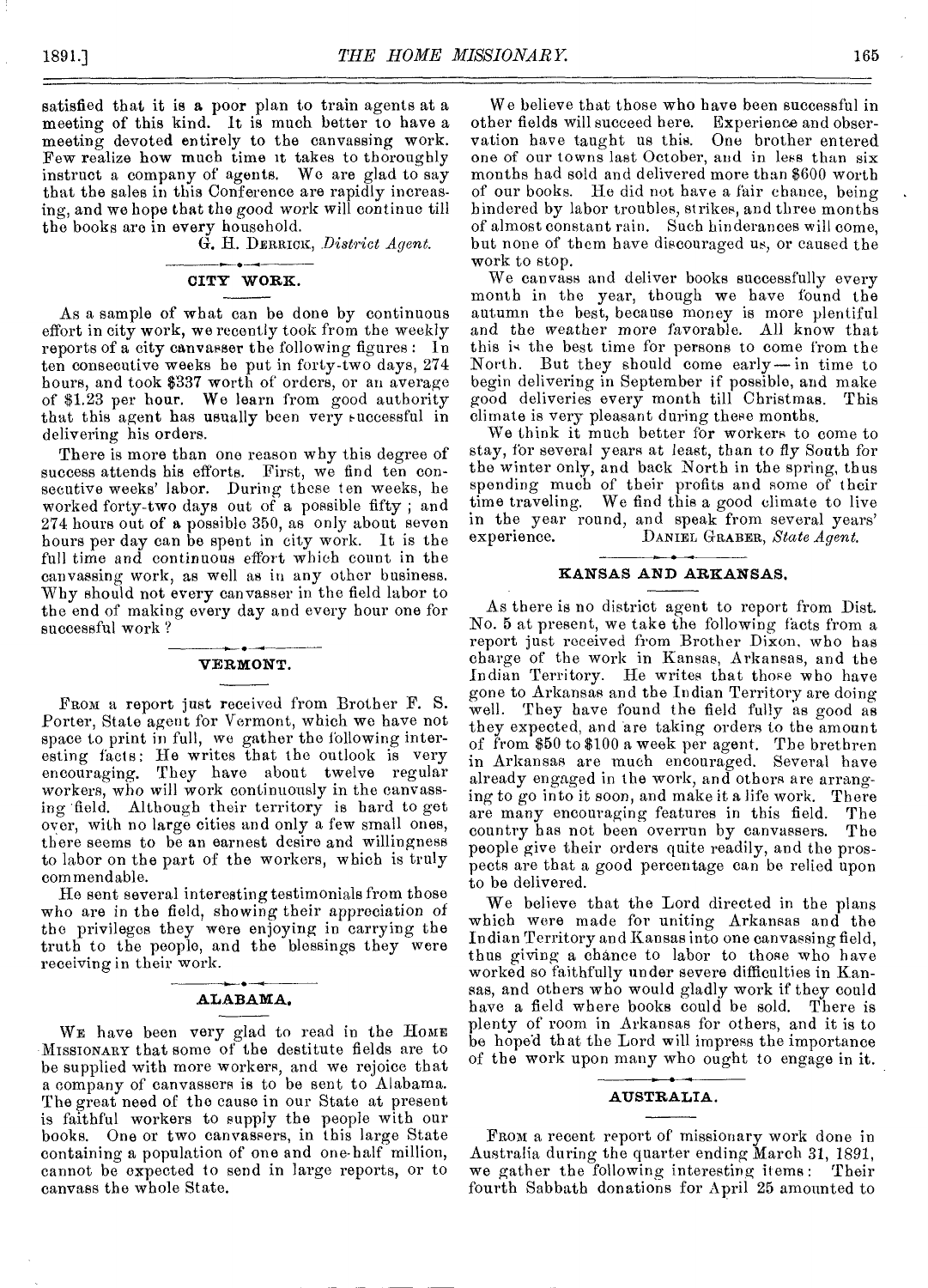satisfied that it is a poor plan to train agents at a meeting of this kind. It is much better to have a meeting devoted entirely to the canvassing work. Few realize how much time it takes to thoroughly instruct a company of agents. We are glad to say that the sales in this Conference are rapidly increasing, and we hope that the good work will continue till the books are in every household.

G. H. DERRICK, *District Agent.*

## CITY WORK.

As a sample of what can be done by continuous effort in city work, we recently took from the weekly reports of a city canvasser the following figures: In ten consecutive weeks he put in forty-two days, 274 hours, and took $337 worth of orders, or an average of $1.23 per hour. We learn from good authority that this agent has usually been very successful in delivering his orders.

There is more than one reason why this degree of success attends his efforts. First, we find ten consecutive weeks' labor. During these ten weeks, he worked forty-two days out of a possible fifty; and 274 hours out of a possible 350, as only about seven hours per day can be spent in city work. It is the full time and continuous effort which count in the canvassing work, as well as in any other business. Why should not every canvasser in the field labor to the end of making every day and every hour one for successful work?

## VERMONT.

FROM a report just received from Brother F. S. Porter, State agent for Vermont, which we have not space to print in full, we gather the following interesting facts: He writes that the outlook is very encouraging. They have about twelve regular workers, who will work continuously in the canvassing field. Although their territory is hard to get over, with no large cities and only a few small ones, there seems to be an earnest desire and willingness to labor on the part of the workers, which is truly commendable.

He sent several interesting testimonials from those who are in the field, showing their appreciation of the privileges they were enjoying in carrying the truth to the people, and the blessings they were receiving in their work.

## ALABAMA.

WE have been very glad to read in the HOME MISSIONARY that some of the destitute fields are to be supplied with more workers, and we rejoice that a company of canvassers is to be sent to Alabama. The great need of the cause in our State at present is faithful workers to supply the people with our books. One or two canvassers, in this large State containing a population of one and one-half million, cannot be expected to send in large reports, or to canvass the whole State.

We believe that those who have been successful in other fields will succeed here. Experience and observation have taught us this. One brother entered one of our towns last October, and in less than six months had sold and delivered more than $600 worth of our books. He did not have a fair chance, being hindered by labor troubles, strikes, and three months of almost constant rain. Such hinderances will come, but none of them have discouraged us, or caused the work to stop.

We canvass and deliver books successfully every month in the year, though we have found the autumn the best, because money is more plentiful and the weather more favorable. All know that this is the best time for persons to come from the North. But they should come early — in time to begin delivering in September if possible, and make good deliveries every month till Christmas. This climate is very pleasant during these months.

We think it much better for workers to come to stay, for several years at least, than to fly South for the winter only, and back North in the spring, thus spending much of their profits and some of their time traveling. We find this a good climate to live in the year round, and speak from several years' experience.

DANIEL GRABER, *State Agent.*

## KANSAS AND ARKANSAS.

As there is no district agent to report from Dist. No. 5 at present, we take the following facts from a report just received from Brother Dixon, who has charge of the work in Kansas, Arkansas, and the Indian Territory. He writes that those who have gone to Arkansas and the Indian Territory are doing well. They have found the field fully as good as they expected, and are taking orders to the amount of from $50 to $100 a week per agent. The brethren in Arkansas are much encouraged. Several have already engaged in the work, and others are arranging to go into it soon, and make it a life work. There are many encouraging features in this field. The country has not been overrun by canvassers. The people give their orders quite readily, and the prospects are that a good percentage can be relied upon to be delivered.

We believe that the Lord directed in the plans which were made for uniting Arkansas and the Indian Territory and Kansas into one canvassing field, thus giving a chance to labor to those who have worked so faithfully under severe difficulties in Kansas, and others who would gladly work if they could have a field where books could be sold. There is plenty of room in Arkansas for others, and it is to be hoped that the Lord will impress the importance of the work upon many who ought to engage in it.

## AUSTRALIA.

FROM a recent report of missionary work done in Australia during the quarter ending March 31, 1891, we gather the following interesting items: Their fourth Sabbath donations for April 25 amounted to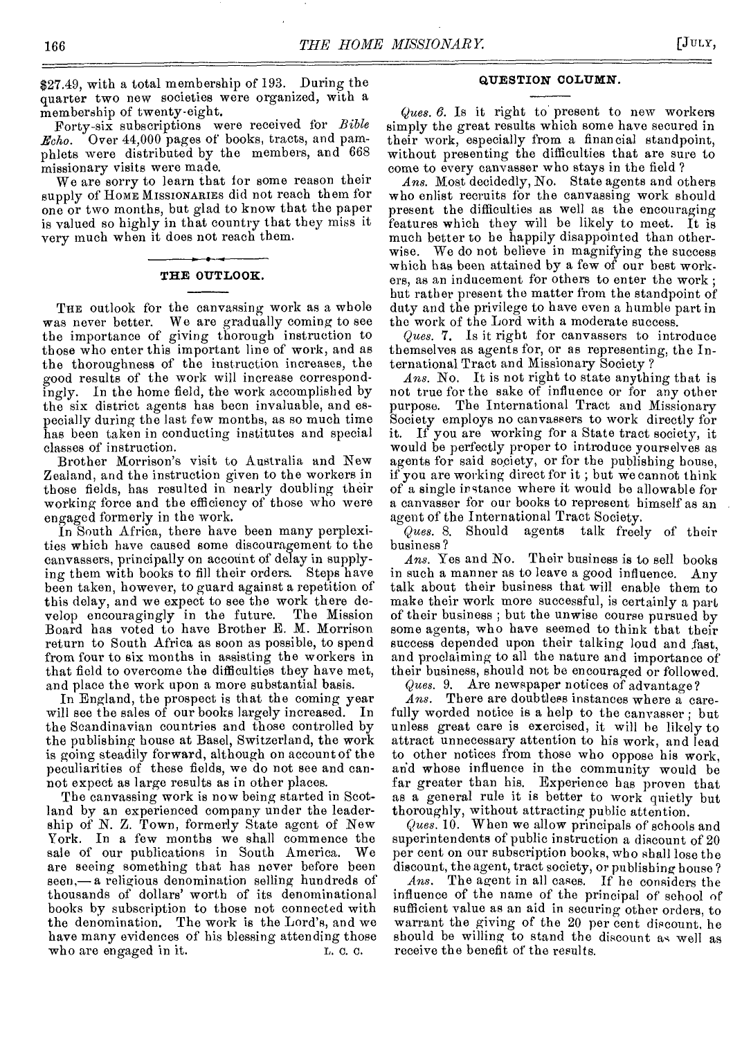$27.49, with a total membership of 193. During the quarter two new societies were organized, with a membership of twenty-eight.

Forty-six subscriptions were received for *Bible Echo*. Over 44,000 pages of books, tracts, and pamphlets were distributed by the members, and 668 missionary visits were made.

We are sorry to learn that for some reason their supply of HOME MISSIONARIES did not reach them for one or two months, but glad to know that the paper is valued so highly in that country that they miss it very much when it does not reach them.

## THE OUTLOOK.

THE outlook for the canvassing work as a whole was never better. We are gradually coming to see the importance of giving thorough instruction to those who enter this important line of work, and as the thoroughness of the instruction increases, the good results of the work will increase correspondingly. In the home field, the work accomplished by the six district agents has been invaluable, and especially during the last few months, as so much time has been taken in conducting institutes and special classes of instruction.

Brother Morrison's visit to Australia and New Zealand, and the instruction given to the workers in those fields, has resulted in nearly doubling their working force and the efficiency of those who were engaged formerly in the work.

In South Africa, there have been many perplexities which have caused some discouragement to the canvassers, principally on account of delay in supplying them with books to fill their orders. Steps have been taken, however, to guard against a repetition of this delay, and we expect to see the work there develop encouragingly in the future. The Mission Board has voted to have Brother E. M. Morrison return to South Africa as soon as possible, to spend from four to six months in assisting the workers in that field to overcome the difficulties they have met, and place the work upon a more substantial basis.

In England, the prospect is that the coming year will see the sales of our books largely increased. In the Scandinavian countries and those controlled by the publishing house at Basel, Switzerland, the work is going steadily forward, although on account of the peculiarities of these fields, we do not see and cannot expect as large results as in other places.

The canvassing work is now being started in Scotland by an experienced company under the leadership of N. Z. Town, formerly State agent of New York. In a few months we shall commence the sale of our publications in South America. We are seeing something that has never before been seen,— a religious denomination selling hundreds of thousands of dollars' worth of its denominational books by subscription to those not connected with the denomination. The work is the Lord's, and we have many evidences of his blessing attending those who are engaged in it.

L. C. C.

## QUESTION COLUMN.

*Ques. 6.* Is it right to present to new workers simply the great results which some have secured in their work, especially from a financial standpoint, without presenting the difficulties that are sure to come to every canvasser who stays in the field?

*Ans.* Most decidedly, No. State agents and others who enlist recruits for the canvassing work should present the difficulties as well as the encouraging features which they will be likely to meet. It is much better to be happily disappointed than otherwise. We do not believe in magnifying the success which has been attained by a few of our best workers, as an inducement for others to enter the work; but rather present the matter from the standpoint of duty and the privilege to have even a humble part in the work of the Lord with a moderate success.

*Ques. 7.* Is it right for canvassers to introduce themselves as agents for, or as representing, the International Tract and Missionary Society?

*Ans.* No. It is not right to state anything that is not true for the sake of influence or for any other purpose. The International Tract and Missionary Society employs no canvassers to work directly for it. If you are working for a State tract society, it would be perfectly proper to introduce yourselves as agents for said society, or for the publishing house, if you are working direct for it; but we cannot think of a single instance where it would be allowable for a canvasser for our books to represent himself as an agent of the International Tract Society.

*Ques. 8.* Should agents talk freely of their business?

*Ans.* Yes and No. Their business is to sell books in such a manner as to leave a good influence. Any talk about their business that will enable them to make their work more successful, is certainly a part of their business; but the unwise course pursued by some agents, who have seemed to think that their success depended upon their talking loud and fast, and proclaiming to all the nature and importance of their business, should not be encouraged or followed.

*Ques. 9.* Are newspaper notices of advantage?

*Ans.* There are doubtless instances where a carefully worded notice is a help to the canvasser; but unless great care is exercised, it will be likely to attract unnecessary attention to his work, and lead to other notices from those who oppose his work, and whose influence in the community would be far greater than his. Experience has proven that as a general rule it is better to work quietly but thoroughly, without attracting public attention.

*Ques. 10.* When we allow principals of schools and superintendents of public instruction a discount of 20 per cent on our subscription books, who shall lose the discount, the agent, tract society, or publishing house?

*Ans.* The agent in all cases. If he considers the influence of the name of the principal of school of sufficient value as an aid in securing other orders, to warrant the giving of the 20 per cent discount, he should be willing to stand the discount as well as receive the benefit of the results.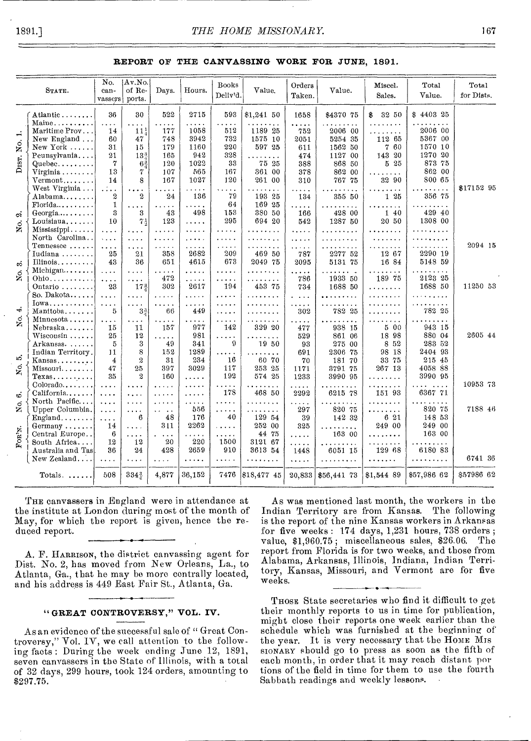## REPORT OF THE CANVASSING WORK FOR JUNE, 1891.

| | State. | No. canvassers | Av. No. of Reports. | Days. | Hours. | Books Deliv'd. | Value. | Orders Taken. | Value. | Miscel. Sales. | Total Value. | Total for Dists. |
|---|---|---|---|---|---|---|---|---|---|---|---|---|
| Dist. No. 1. | Atlantic | 36 | 30 | 522 | 2715 | 593 | $1,241 50 | 1658 | $4370 75 | $ 32 50 | $ 4403 25 | |
| | Maine | .... | .... | .... | .... | .... | ........ | .... | ........ | ........ | ........ | |
| | Maritime Prov | 14 | 11¼ | 177 | 1058 | 512 | 1189 25 | 752 | 2006 00 | ........ | 2006 00 | |
| | New England | 60 | 47 | 748 | 3942 | 732 | 1575 10 | 2051 | 5254 35 | 112 65 | 5367 00 | |
| | New York | 31 | 15 | 179 | 1160 | 220 | 597 25 | 611 | 1562 50 | 7 60 | 1570 10 | |
| | Pennsylvania | 21 | 13¾ | 165 | 942 | 328 | ........ | 474 | 1127 00 | 143 20 | 1270 20 | |
| | Quebec | 7 | 6¾ | 120 | 1022 | 33 | 75 25 | 388 | 868 50 | 5 25 | 873 75 | |
| | Virginia | 13 | 7 | 107 | 565 | 167 | 361 00 | 378 | 862 00 | ........ | 862 00 | |
| | Vermont | 14 | 8 | 167 | 1027 | 120 | 261 00 | 310 | 767 75 | 32 90 | 800 65 | |
| | West Virginia | .... | .... | .... | .... | .... | ........ | .... | ........ | ........ | ........ | $17152 95 |
| No. 2. | Alabama | 2 | 2 | 24 | 136 | 79 | 193 25 | 134 | 355 50 | 1 25 | 356 75 | |
| | Florida | 1 | .... | .... | .... | 64 | 169 25 | .... | ........ | ........ | ........ | |
| | Georgia | 3 | 3 | 43 | 498 | 153 | 380 50 | 166 | 428 00 | 1 40 | 429 40 | |
| | Louisiana | 10 | 7½ | 123 | .... | 295 | 694 20 | 542 | 1287 50 | 20 50 | 1308 00 | |
| | Mississippi | .... | .... | .... | .... | .... | ........ | .... | ........ | ........ | ........ | |
| | North Carolina | .... | .... | .... | .... | .... | ........ | .... | ........ | ........ | ........ | |
| | Tennessee | .... | .... | .... | .... | .... | ........ | .... | ........ | ........ | ........ | 2094 15 |
| No. 3. | Indiana | 25 | 21 | 358 | 2682 | 209 | 469 50 | 787 | 2277 52 | 12 67 | 2290 19 | |
| | Illinois | 43 | 36 | 651 | 4615 | 673 | 2049 75 | 2095 | 5131 75 | 16 84 | 5148 59 | |
| | Michigan | .... | .... | .... | .... | .... | ........ | .... | ........ | ........ | ........ | |
| | Ohio | .... | .... | 472 | .... | .... | ........ | 786 | 1933 50 | 189 75 | 2123 25 | |
| | Ontario | 23 | 17¾ | 302 | 2617 | 194 | 453 75 | 734 | 1688 50 | ........ | 1688 50 | 11250 53 |
| No. 4. | So. Dakota | .... | .... | .... | .... | .... | ........ | .... | ........ | ........ | ........ | |
| | Iowa | .... | .... | .... | .... | .... | ........ | .... | ........ | ........ | ........ | |
| | Manitoba | 5 | 3¾ | 66 | 449 | .... | ........ | 302 | 782 25 | ........ | 782 25 | |
| | Minnesota | .... | .... | .... | .... | .... | ........ | .... | ........ | ........ | ........ | |
| | Nebraska | 15 | 11 | 157 | 977 | 142 | 329 20 | 477 | 938 15 | 5 00 | 943 15 | |
| | Wisconsin | 25 | 12 | .... | 981 | .... | ........ | 529 | 861 06 | 18 98 | 880 04 | 2605 44 |
| No. 5. | Arkansas | 5 | 3 | 49 | 341 | 9 | 19 50 | 93 | 275 00 | 8 52 | 283 52 | |
| | Indian Territory | 11 | 8 | 152 | 1289 | .... | ........ | 691 | 2306 75 | 98 18 | 2404 93 | |
| | Kansas | 4 | 2 | 31 | 234 | 16 | 60 70 | 70 | 181 70 | 33 75 | 215 45 | |
| | Missouri | 47 | 25 | 397 | 3029 | 117 | 253 25 | 1171 | 3791 75 | 267 13 | 4058 88 | |
| | Texas | 35 | 2 | 160 | .... | 192 | 574 25 | 1233 | 3990 95 | ........ | 3990 95 | |
| | Colorado | .... | .... | .... | .... | .... | ........ | .... | ........ | ........ | ........ | 10953 73 |
| No. 6. | California | .... | .... | .... | .... | 178 | 468 50 | 2292 | 6215 78 | 151 93 | 6367 71 | |
| | North Pacific | .... | .... | .... | .... | .... | ........ | .... | ........ | ........ | ........ | |
| | Upper Columbia | .... | .... | .... | 556 | .... | ........ | 297 | 820 75 | ........ | 820 75 | 7188 46 |
| For'n. | England | .... | 6 | 48 | 176 | 40 | 129 54 | 39 | 142 32 | 6 21 | 148 53 | |
| | Germany | 14 | .... | 311 | 2262 | .... | 252 00 | 325 | ........ | 249 00 | 249 00 | |
| | Central Europe | 6 | .... | .... | .... | .... | 44 75 | .... | 163 00 | ........ | 163 00 | |
| | South Africa | 12 | 12 | 20 | 220 | 1500 | 3121 67 | .... | ........ | ........ | ........ | |
| | Australia and Tas. | 36 | 24 | 428 | 2659 | 910 | 3613 54 | 1448 | 6051 15 | 129 68 | 6180 83 | |
| | New Zealand | .... | .... | .... | .... | .... | ........ | .... | ........ | ........ | ........ | 6741 36 |
| | Totals | 508 | 334¾ | 4,877 | 36,152 | 7476 | $18,477 45 | 20,833 | $56,441 73 | $1,544 89 | $57,986 62 | $57986 62 |

The canvassers in England were in attendance at the institute at London during most of the month of May, for which the report is given, hence the reduced report.

A. F. Harrison, the district canvassing agent for Dist. No. 2, has moved from New Orleans, La., to Atlanta, Ga., that he may be more centrally located, and his address is 449 East Fair St., Atlanta, Ga.

### "GREAT CONTROVERSY," VOL. IV.

As an evidence of the successful sale of "Great Controversy," Vol. IV, we call attention to the following facts: During the week ending June 12, 1891, seven canvassers in the State of Illinois, with a total of 32 days, 299 hours, took 124 orders, amounting to $297.75.

As was mentioned last month, the workers in the Indian Territory are from Kansas. The following is the report of the nine Kansas workers in Arkansas for five weeks: 174 days, 1,231 hours, 738 orders; value, $1,960.75; miscellaneous sales, $26.06. The report from Florida is for two weeks, and those from Alabama, Arkansas, Illinois, Indiana, Indian Territory, Kansas, Missouri, and Vermont are for five weeks.

Those State secretaries who find it difficult to get their monthly reports to us in time for publication, might close their reports one week earlier than the schedule which was furnished at the beginning of the year. It is very necessary that the Home Missionary should go to press as soon as the fifth of each month, in order that it may reach distant portions of the field in time for them to use the fourth Sabbath readings and weekly lessons.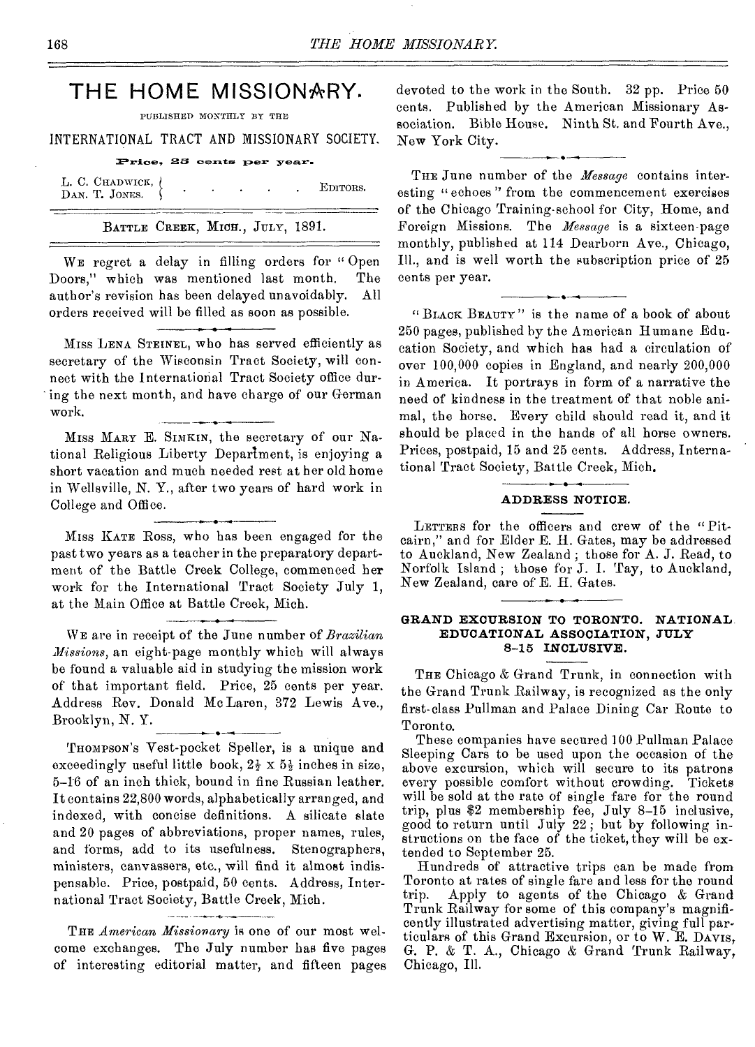# THE HOME MISSIONARY.

PUBLISHED MONTHLY BY THE

INTERNATIONAL TRACT AND MISSIONARY SOCIETY.

**Price, 25 cents per year.**

L. C. CHADWICK, DAN. T. JONES. . . . . . EDITORS.

BATTLE CREEK, MICH., JULY, 1891.

WE regret a delay in filling orders for "Open Doors," which was mentioned last month. The author's revision has been delayed unavoidably. All orders received will be filled as soon as possible.

MISS LENA STEINEL, who has served efficiently as secretary of the Wisconsin Tract Society, will connect with the International Tract Society office during the next month, and have charge of our German work.

MISS MARY E. SIMKIN, the secretary of our National Religious Liberty Department, is enjoying a short vacation and much needed rest at her old home in Wellsville, N. Y., after two years of hard work in College and Office.

MISS KATE ROSS, who has been engaged for the past two years as a teacher in the preparatory department of the Battle Creek College, commenced her work for the International Tract Society July 1, at the Main Office at Battle Creek, Mich.

WE are in receipt of the June number of *Brazilian Missions*, an eight-page monthly which will always be found a valuable aid in studying the mission work of that important field. Price, 25 cents per year. Address Rev. Donald McLaren, 372 Lewis Ave., Brooklyn, N. Y.

THOMPSON'S Vest-pocket Speller, is a unique and exceedingly useful little book, 2½ x 5½ inches in size, 5-16 of an inch thick, bound in fine Russian leather. It contains 22,800 words, alphabetically arranged, and indexed, with concise definitions. A silicate slate and 20 pages of abbreviations, proper names, rules, and forms, add to its usefulness. Stenographers, ministers, canvassers, etc., will find it almost indispensable. Price, postpaid, 50 cents. Address, International Tract Society, Battle Creek, Mich.

THE *American Missionary* is one of our most welcome exchanges. The July number has five pages of interesting editorial matter, and fifteen pages devoted to the work in the South. 32 pp. Price 50 cents. Published by the American Missionary Association. Bible House. Ninth St. and Fourth Ave., New York City.

THE June number of the *Message* contains interesting "echoes" from the commencement exercises of the Chicago Training-school for City, Home, and Foreign Missions. The *Message* is a sixteen-page monthly, published at 114 Dearborn Ave., Chicago, Ill., and is well worth the subscription price of 25 cents per year.

"BLACK BEAUTY" is the name of a book of about 250 pages, published by the American Humane Education Society, and which has had a circulation of over 100,000 copies in England, and nearly 200,000 in America. It portrays in form of a narrative the need of kindness in the treatment of that noble animal, the horse. Every child should read it, and it should be placed in the hands of all horse owners. Prices, postpaid, 15 and 25 cents. Address, International Tract Society, Battle Creek, Mich.

## ADDRESS NOTICE.

LETTERS for the officers and crew of the "Pitcairn," and for Elder E. H. Gates, may be addressed to Auckland, New Zealand; those for A. J. Read, to Norfolk Island; those for J. I. Tay, to Auckland, New Zealand, care of E. H. Gates.

## GRAND EXCURSION TO TORONTO. NATIONAL EDUCATIONAL ASSOCIATION, JULY 8-15 INCLUSIVE.

THE Chicago & Grand Trunk, in connection with the Grand Trunk Railway, is recognized as the only first-class Pullman and Palace Dining Car Route to Toronto.

These companies have secured 100 Pullman Palace Sleeping Cars to be used upon the occasion of the above excursion, which will secure to its patrons every possible comfort without crowding. Tickets will be sold at the rate of single fare for the round trip, plus $2 membership fee, July 8-15 inclusive, good to return until July 22; but by following instructions on the face of the ticket, they will be extended to September 25.

Hundreds of attractive trips can be made from Toronto at rates of single fare and less for the round trip. Apply to agents of the Chicago & Grand Trunk Railway for some of this company's magnificently illustrated advertising matter, giving full particulars of this Grand Excursion, or to W. E. DAVIS, G. P. & T. A., Chicago & Grand Trunk Railway, Chicago, Ill.